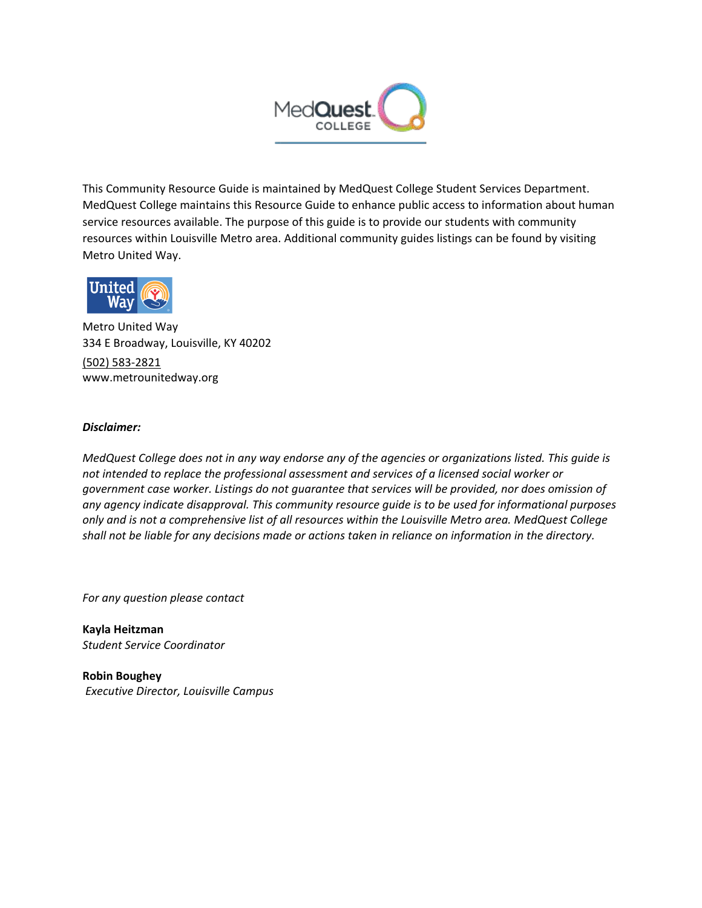This Community Resource Guide is maintained by MedQuest College Student Services Department. MedQuest College maintains this Resource Guide to enhance public access to information about human service resources available. The purpose of this guide is to provide our students with community resources within Louisville Metro area. Additional community guides listings can be found by visiting Metro United Way.

Metro United Way
334 E Broadway, Louisville, KY 40202
(502) 583-2821
www.metrounitedway.org

***Disclaimer:***

*MedQuest College does not in any way endorse any of the agencies or organizations listed. This guide is not intended to replace the professional assessment and services of a licensed social worker or government case worker. Listings do not guarantee that services will be provided, nor does omission of any agency indicate disapproval. This community resource guide is to be used for informational purposes only and is not a comprehensive list of all resources within the Louisville Metro area. MedQuest College shall not be liable for any decisions made or actions taken in reliance on information in the directory.*

*For any question please contact*

**Kayla Heitzman**
*Student Service Coordinator*

**Robin Boughey**
*Executive Director, Louisville Campus*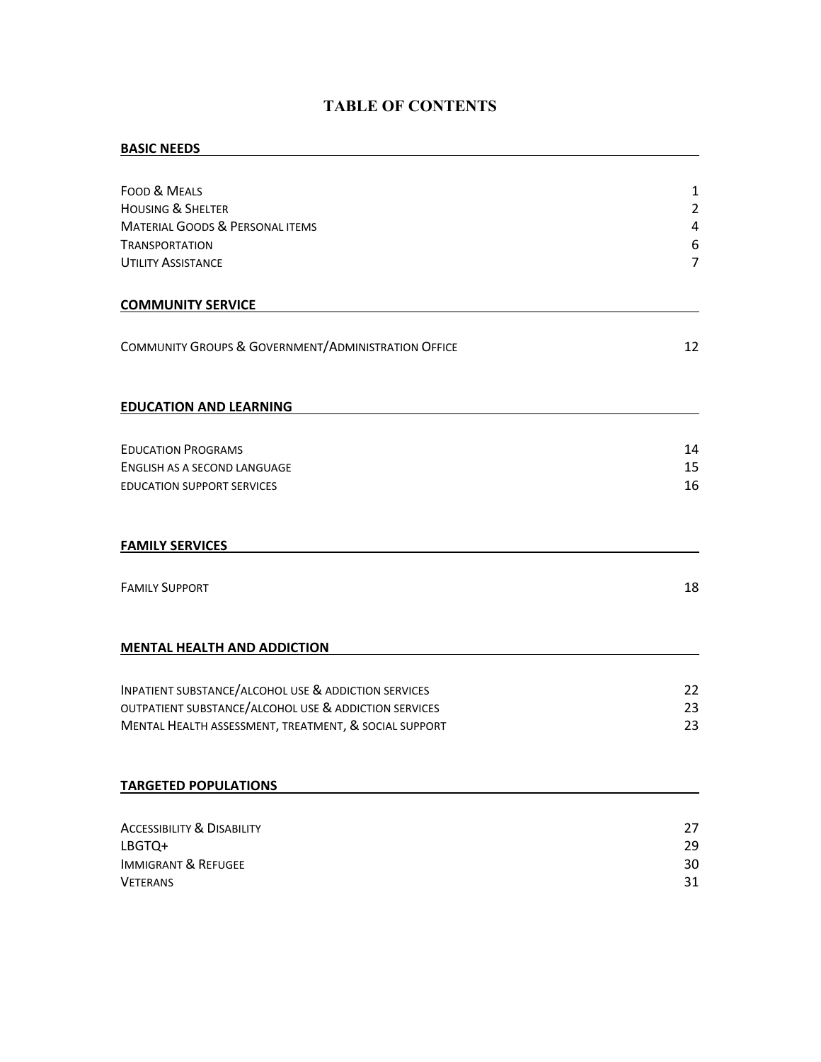# TABLE OF CONTENTS

## BASIC NEEDS

| | |
|---|---|
| Food & Meals | 1 |
| Housing & Shelter | 2 |
| Material Goods & Personal items | 4 |
| Transportation | 6 |
| Utility Assistance | 7 |

## COMMUNITY SERVICE

| | |
|---|---|
| Community Groups & Government/Administration Office | 12 |

## EDUCATION AND LEARNING

| | |
|---|---|
| Education Programs | 14 |
| English as a second language | 15 |
| education support services | 16 |

## FAMILY SERVICES

| | |
|---|---|
| Family Support | 18 |

## MENTAL HEALTH AND ADDICTION

| | |
|---|---|
| Inpatient substance/alcohol use & addiction services | 22 |
| outpatient substance/alcohol use & addiction services | 23 |
| Mental Health assessment, treatment, & social support | 23 |

## TARGETED POPULATIONS

| | |
|---|---|
| Accessibility & Disability | 27 |
| LBGTQ+ | 29 |
| Immigrant & Refugee | 30 |
| Veterans | 31 |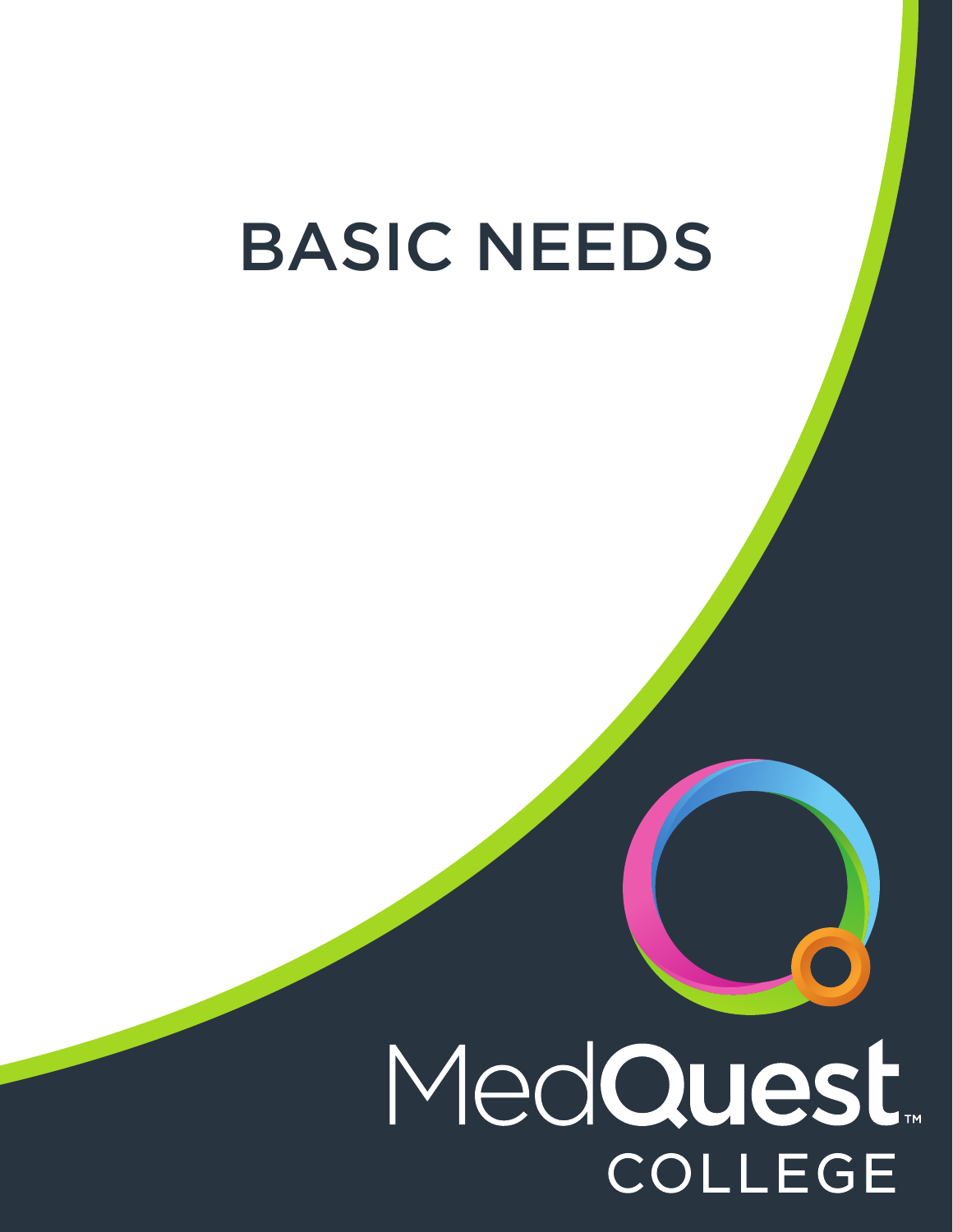# BASIC NEEDS

MedQuest™

COLLEGE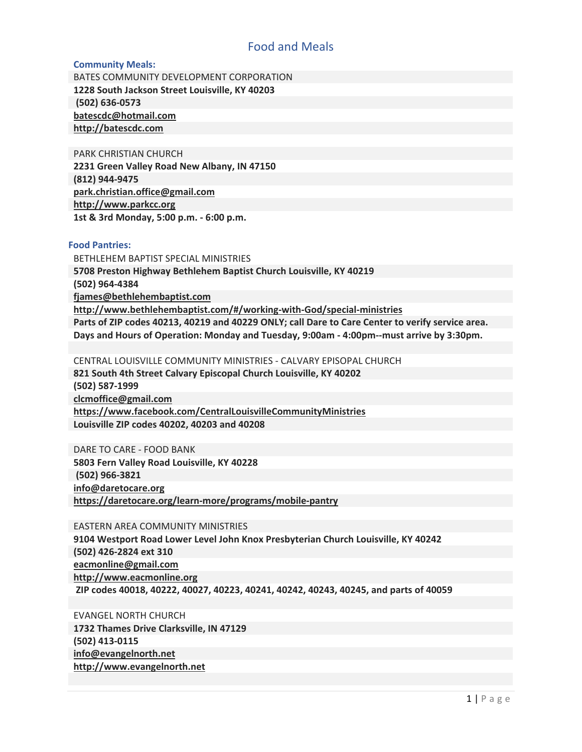# Food and Meals

## Community Meals:

BATES COMMUNITY DEVELOPMENT CORPORATION
**1228 South Jackson Street Louisville, KY 40203**
**(502) 636-0573**
**batescdc@hotmail.com**
**http://batescdc.com**

PARK CHRISTIAN CHURCH
**2231 Green Valley Road New Albany, IN 47150**
**(812) 944-9475**
**park.christian.office@gmail.com**
**http://www.parkcc.org**
**1st & 3rd Monday, 5:00 p.m. - 6:00 p.m.**

## Food Pantries:

BETHLEHEM BAPTIST SPECIAL MINISTRIES
**5708 Preston Highway Bethlehem Baptist Church Louisville, KY 40219**
**(502) 964-4384**
**fjames@bethlehembaptist.com**
**http://www.bethlehembaptist.com/#/working-with-God/special-ministries**
**Parts of ZIP codes 40213, 40219 and 40229 ONLY; call Dare to Care Center to verify service area.**
**Days and Hours of Operation: Monday and Tuesday, 9:00am - 4:00pm--must arrive by 3:30pm.**

CENTRAL LOUISVILLE COMMUNITY MINISTRIES - CALVARY EPISOPAL CHURCH
**821 South 4th Street Calvary Episcopal Church Louisville, KY 40202**
**(502) 587-1999**
**clcmoffice@gmail.com**
**https://www.facebook.com/CentralLouisvilleCommunityMinistries**
**Louisville ZIP codes 40202, 40203 and 40208**

DARE TO CARE - FOOD BANK
**5803 Fern Valley Road Louisville, KY 40228**
**(502) 966-3821**
**info@daretocare.org**
**https://daretocare.org/learn-more/programs/mobile-pantry**

EASTERN AREA COMMUNITY MINISTRIES
**9104 Westport Road Lower Level John Knox Presbyterian Church Louisville, KY 40242**
**(502) 426-2824 ext 310**
**eacmonline@gmail.com**
**http://www.eacmonline.org**
**ZIP codes 40018, 40222, 40027, 40223, 40241, 40242, 40243, 40245, and parts of 40059**

EVANGEL NORTH CHURCH
**1732 Thames Drive Clarksville, IN 47129**
**(502) 413-0115**
**info@evangelnorth.net**
**http://www.evangelnorth.net**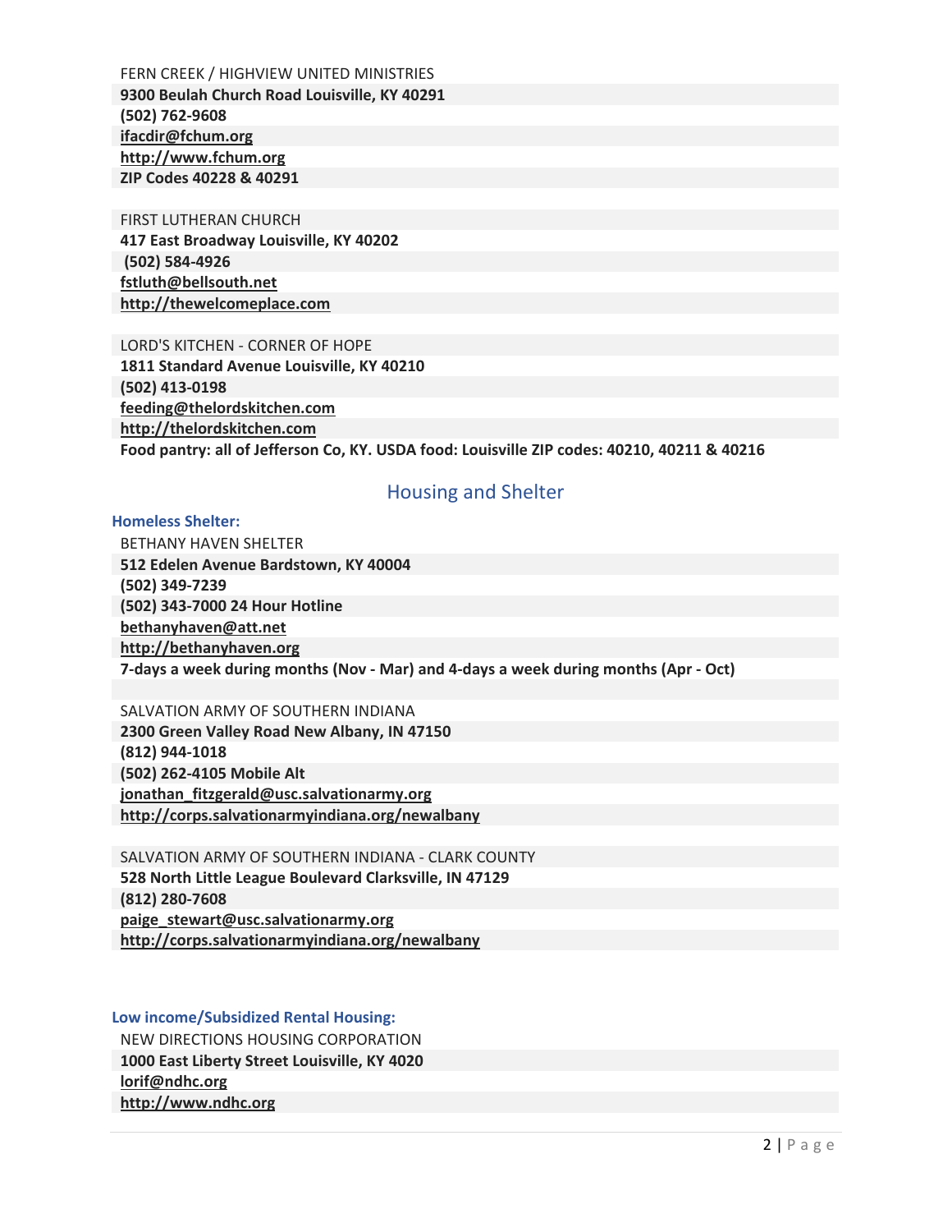FERN CREEK / HIGHVIEW UNITED MINISTRIES
**9300 Beulah Church Road Louisville, KY 40291**
**(502) 762-9608**
**ifacdir@fchum.org**
**http://www.fchum.org**
**ZIP Codes 40228 & 40291**

FIRST LUTHERAN CHURCH
**417 East Broadway Louisville, KY 40202**
**(502) 584-4926**
**fstluth@bellsouth.net**
**http://thewelcomeplace.com**

LORD'S KITCHEN - CORNER OF HOPE
**1811 Standard Avenue Louisville, KY 40210**
**(502) 413-0198**
**feeding@thelordskitchen.com**
**http://thelordskitchen.com**
**Food pantry: all of Jefferson Co, KY. USDA food: Louisville ZIP codes: 40210, 40211 & 40216**

## Housing and Shelter

### Homeless Shelter:

BETHANY HAVEN SHELTER
**512 Edelen Avenue Bardstown, KY 40004**
**(502) 349-7239**
**(502) 343-7000 24 Hour Hotline**
**bethanyhaven@att.net**
**http://bethanyhaven.org**
**7-days a week during months (Nov - Mar) and 4-days a week during months (Apr - Oct)**

SALVATION ARMY OF SOUTHERN INDIANA
**2300 Green Valley Road New Albany, IN 47150**
**(812) 944-1018**
**(502) 262-4105 Mobile Alt**
**jonathan_fitzgerald@usc.salvationarmy.org**
**http://corps.salvationarmyindiana.org/newalbany**

SALVATION ARMY OF SOUTHERN INDIANA - CLARK COUNTY
**528 North Little League Boulevard Clarksville, IN 47129**
**(812) 280-7608**
**paige_stewart@usc.salvationarmy.org**
**http://corps.salvationarmyindiana.org/newalbany**

### Low income/Subsidized Rental Housing:

NEW DIRECTIONS HOUSING CORPORATION
**1000 East Liberty Street Louisville, KY 4020**
**lorif@ndhc.org**
**http://www.ndhc.org**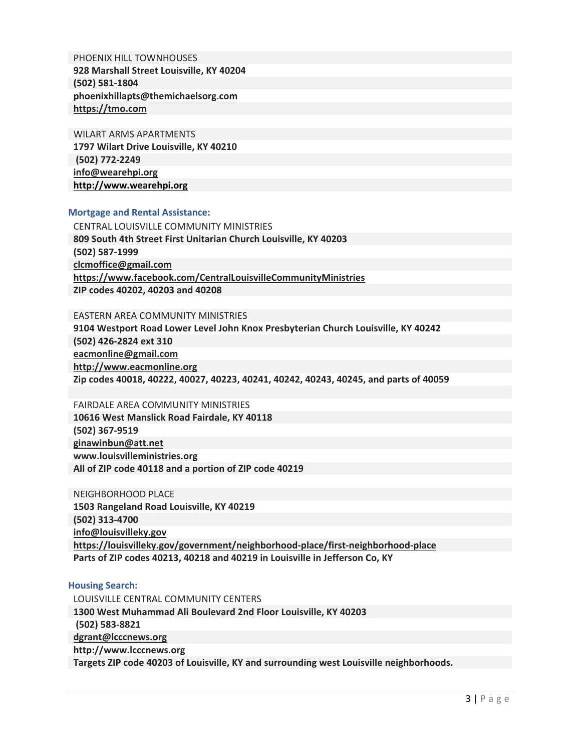PHOENIX HILL TOWNHOUSES
**928 Marshall Street Louisville, KY 40204**
**(502) 581-1804**
**phoenixhillapts@themichaelsorg.com**
**https://tmo.com**

WILART ARMS APARTMENTS
**1797 Wilart Drive Louisville, KY 40210**
**(502) 772-2249**
**info@wearehpi.org**
**http://www.wearehpi.org**

### Mortgage and Rental Assistance:

CENTRAL LOUISVILLE COMMUNITY MINISTRIES
**809 South 4th Street First Unitarian Church Louisville, KY 40203**
**(502) 587-1999**
**clcmoffice@gmail.com**
**https://www.facebook.com/CentralLouisvilleCommunityMinistries**
**ZIP codes 40202, 40203 and 40208**

EASTERN AREA COMMUNITY MINISTRIES
**9104 Westport Road Lower Level John Knox Presbyterian Church Louisville, KY 40242**
**(502) 426-2824 ext 310**
**eacmonline@gmail.com**
**http://www.eacmonline.org**
**Zip codes 40018, 40222, 40027, 40223, 40241, 40242, 40243, 40245, and parts of 40059**

FAIRDALE AREA COMMUNITY MINISTRIES
**10616 West Manslick Road Fairdale, KY 40118**
**(502) 367-9519**
**ginawinbun@att.net**
**www.louisvilleministries.org**
**All of ZIP code 40118 and a portion of ZIP code 40219**

NEIGHBORHOOD PLACE
**1503 Rangeland Road Louisville, KY 40219**
**(502) 313-4700**
**info@louisvilleky.gov**
**https://louisvilleky.gov/government/neighborhood-place/first-neighborhood-place**
**Parts of ZIP codes 40213, 40218 and 40219 in Louisville in Jefferson Co, KY**

### Housing Search:

LOUISVILLE CENTRAL COMMUNITY CENTERS
**1300 West Muhammad Ali Boulevard 2nd Floor Louisville, KY 40203**
**(502) 583-8821**
**dgrant@lcccnews.org**
**http://www.lcccnews.org**
**Targets ZIP code 40203 of Louisville, KY and surrounding west Louisville neighborhoods.**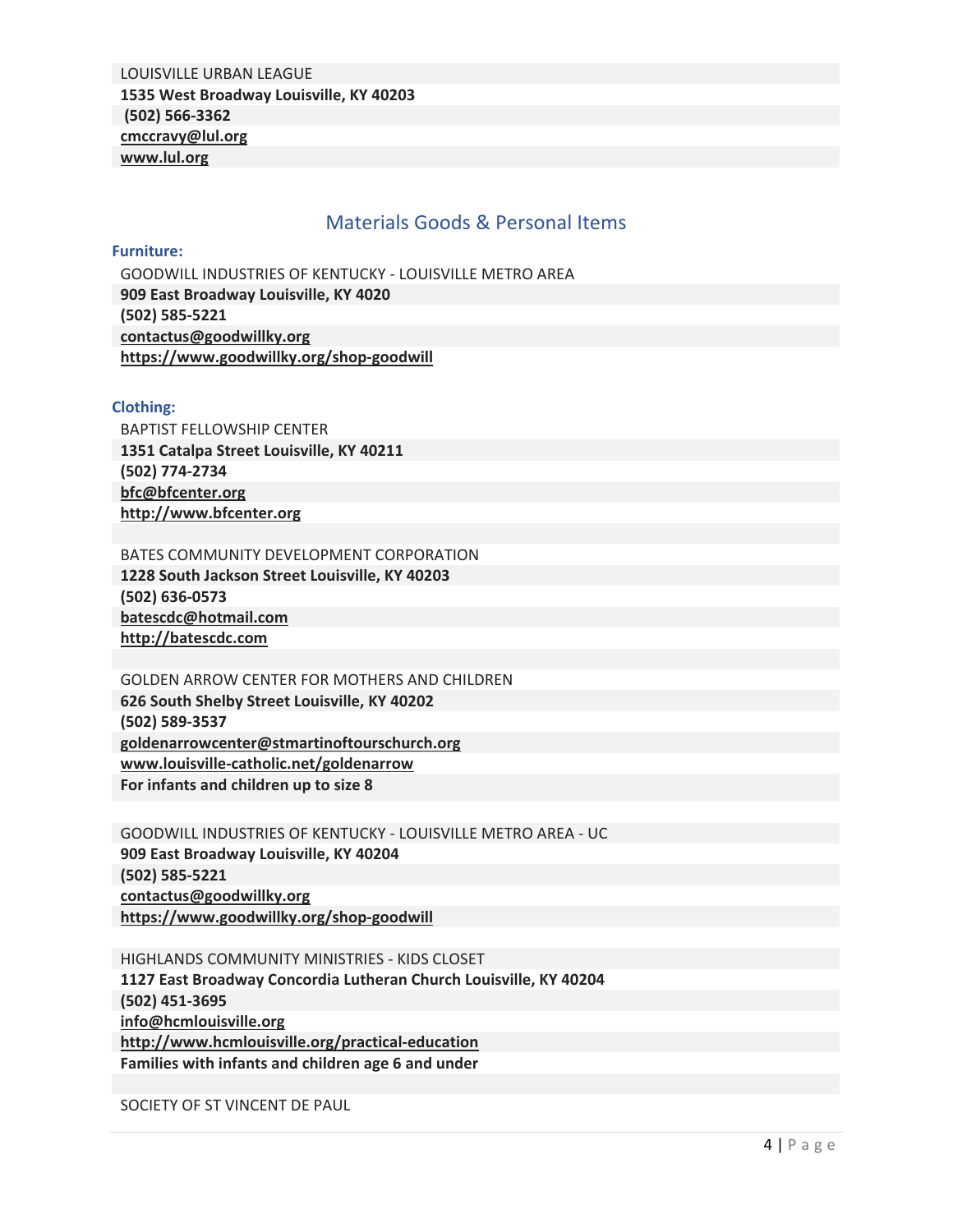LOUISVILLE URBAN LEAGUE
**1535 West Broadway Louisville, KY 40203**
**(502) 566-3362**
**cmccravy@lul.org**
**www.lul.org**

## Materials Goods & Personal Items

### Furniture:

GOODWILL INDUSTRIES OF KENTUCKY - LOUISVILLE METRO AREA
**909 East Broadway Louisville, KY 4020**
**(502) 585-5221**
**contactus@goodwillky.org**
**https://www.goodwillky.org/shop-goodwill**

### Clothing:

BAPTIST FELLOWSHIP CENTER
**1351 Catalpa Street Louisville, KY 40211**
**(502) 774-2734**
**bfc@bfcenter.org**
**http://www.bfcenter.org**

BATES COMMUNITY DEVELOPMENT CORPORATION
**1228 South Jackson Street Louisville, KY 40203**
**(502) 636-0573**
**batescdc@hotmail.com**
**http://batescdc.com**

GOLDEN ARROW CENTER FOR MOTHERS AND CHILDREN
**626 South Shelby Street Louisville, KY 40202**
**(502) 589-3537**
**goldenarrowcenter@stmartinoftourschurch.org**
**www.louisville-catholic.net/goldenarrow**
**For infants and children up to size 8**

GOODWILL INDUSTRIES OF KENTUCKY - LOUISVILLE METRO AREA - UC
**909 East Broadway Louisville, KY 40204**
**(502) 585-5221**
**contactus@goodwillky.org**
**https://www.goodwillky.org/shop-goodwill**

HIGHLANDS COMMUNITY MINISTRIES - KIDS CLOSET
**1127 East Broadway Concordia Lutheran Church Louisville, KY 40204**
**(502) 451-3695**
**info@hcmlouisville.org**
**http://www.hcmlouisville.org/practical-education**
**Families with infants and children age 6 and under**

SOCIETY OF ST VINCENT DE PAUL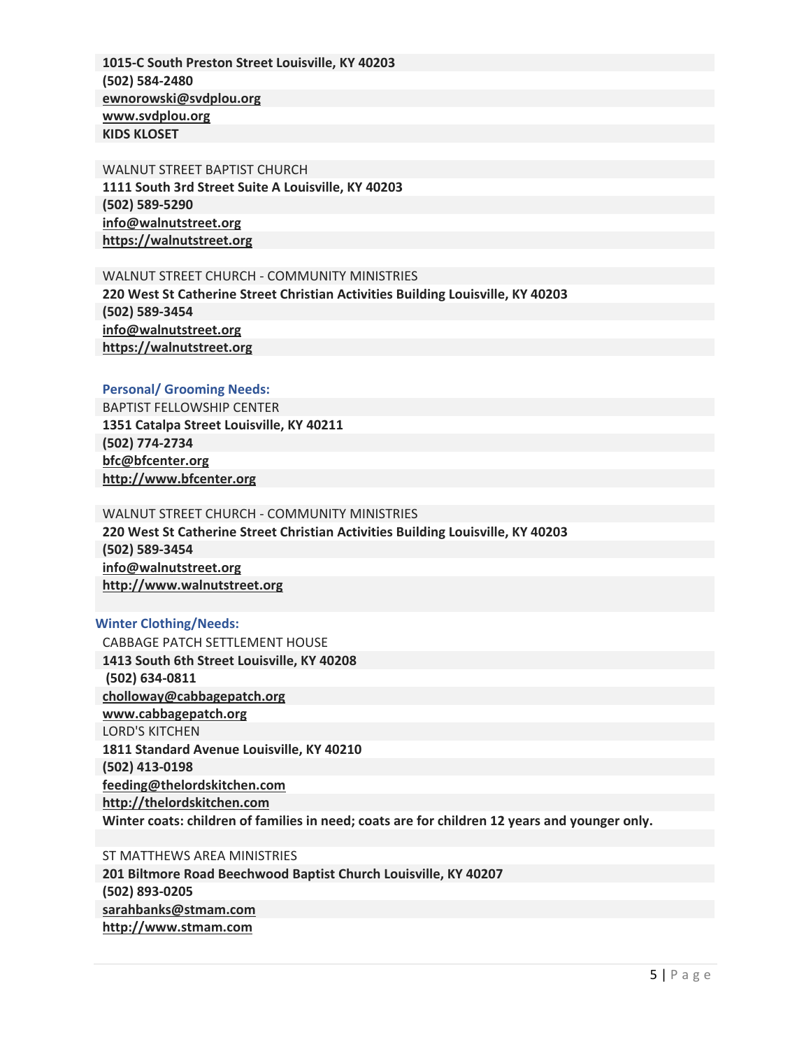**1015-C South Preston Street Louisville, KY 40203**
**(502) 584-2480**
**ewnorowski@svdplou.org**
**www.svdplou.org**
**KIDS KLOSET**

WALNUT STREET BAPTIST CHURCH
**1111 South 3rd Street Suite A Louisville, KY 40203**
**(502) 589-5290**
**info@walnutstreet.org**
**https://walnutstreet.org**

WALNUT STREET CHURCH - COMMUNITY MINISTRIES
**220 West St Catherine Street Christian Activities Building Louisville, KY 40203**
**(502) 589-3454**
**info@walnutstreet.org**
**https://walnutstreet.org**

### Personal/ Grooming Needs:

BAPTIST FELLOWSHIP CENTER
**1351 Catalpa Street Louisville, KY 40211**
**(502) 774-2734**
**bfc@bfcenter.org**
**http://www.bfcenter.org**

WALNUT STREET CHURCH - COMMUNITY MINISTRIES
**220 West St Catherine Street Christian Activities Building Louisville, KY 40203**
**(502) 589-3454**
**info@walnutstreet.org**
**http://www.walnutstreet.org**

### Winter Clothing/Needs:

CABBAGE PATCH SETTLEMENT HOUSE
**1413 South 6th Street Louisville, KY 40208**
**(502) 634-0811**
**cholloway@cabbagepatch.org**
**www.cabbagepatch.org**

LORD'S KITCHEN
**1811 Standard Avenue Louisville, KY 40210**
**(502) 413-0198**
**feeding@thelordskitchen.com**
**http://thelordskitchen.com**
**Winter coats: children of families in need; coats are for children 12 years and younger only.**

ST MATTHEWS AREA MINISTRIES
**201 Biltmore Road Beechwood Baptist Church Louisville, KY 40207**
**(502) 893-0205**
**sarahbanks@stmam.com**
**http://www.stmam.com**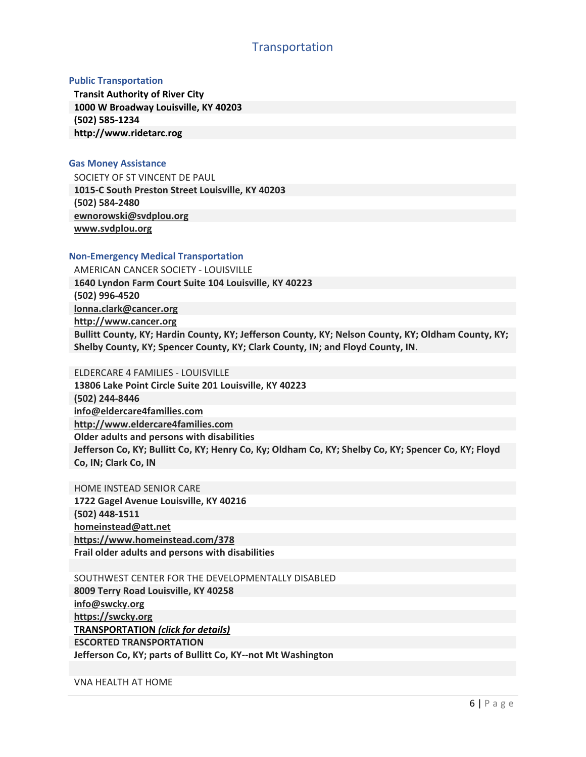# Transportation

### Public Transportation

**Transit Authority of River City**
**1000 W Broadway Louisville, KY 40203**
**(502) 585-1234**
**http://www.ridetarc.rog**

### Gas Money Assistance

SOCIETY OF ST VINCENT DE PAUL
**1015-C South Preston Street Louisville, KY 40203**
**(502) 584-2480**
**ewnorowski@svdplou.org**
**www.svdplou.org**

### Non-Emergency Medical Transportation

AMERICAN CANCER SOCIETY - LOUISVILLE
**1640 Lyndon Farm Court Suite 104 Louisville, KY 40223**
**(502) 996-4520**
**lonna.clark@cancer.org**
**http://www.cancer.org**
**Bullitt County, KY; Hardin County, KY; Jefferson County, KY; Nelson County, KY; Oldham County, KY; Shelby County, KY; Spencer County, KY; Clark County, IN; and Floyd County, IN.**

ELDERCARE 4 FAMILIES - LOUISVILLE
**13806 Lake Point Circle Suite 201 Louisville, KY 40223**
**(502) 244-8446**
**info@eldercare4families.com**
**http://www.eldercare4families.com**
**Older adults and persons with disabilities**
**Jefferson Co, KY; Bullitt Co, KY; Henry Co, Ky; Oldham Co, KY; Shelby Co, KY; Spencer Co, KY; Floyd Co, IN; Clark Co, IN**

HOME INSTEAD SENIOR CARE
**1722 Gagel Avenue Louisville, KY 40216**
**(502) 448-1511**
**homeinstead@att.net**
**https://www.homeinstead.com/378**
**Frail older adults and persons with disabilities**

SOUTHWEST CENTER FOR THE DEVELOPMENTALLY DISABLED
**8009 Terry Road Louisville, KY 40258**
**info@swcky.org**
**https://swcky.org**
**TRANSPORTATION *(click for details)***
**ESCORTED TRANSPORTATION**
**Jefferson Co, KY; parts of Bullitt Co, KY--not Mt Washington**

VNA HEALTH AT HOME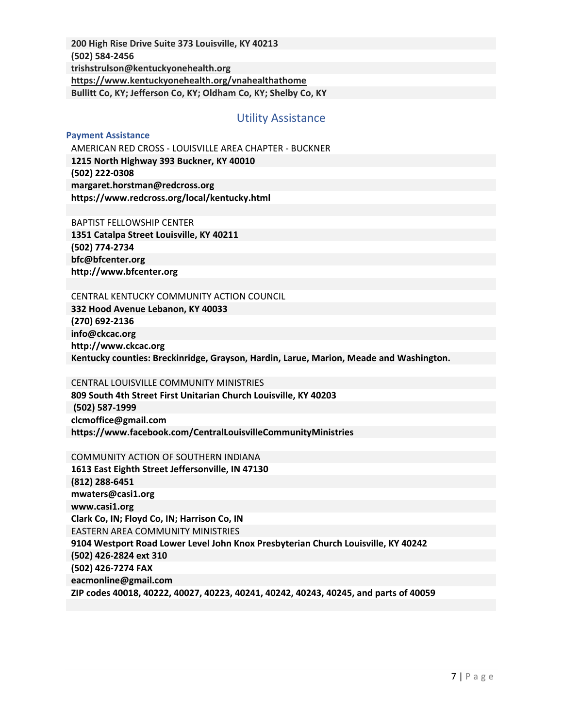**200 High Rise Drive Suite 373 Louisville, KY 40213**
**(502) 584-2456**
**trishstrulson@kentuckyonehealth.org**
**https://www.kentuckyonehealth.org/vnahealthathome**
**Bullitt Co, KY; Jefferson Co, KY; Oldham Co, KY; Shelby Co, KY**

## Utility Assistance

### Payment Assistance

AMERICAN RED CROSS - LOUISVILLE AREA CHAPTER - BUCKNER
**1215 North Highway 393 Buckner, KY 40010**
**(502) 222-0308**
**margaret.horstman@redcross.org**
**https://www.redcross.org/local/kentucky.html**

BAPTIST FELLOWSHIP CENTER
**1351 Catalpa Street Louisville, KY 40211**
**(502) 774-2734**
**bfc@bfcenter.org**
**http://www.bfcenter.org**

CENTRAL KENTUCKY COMMUNITY ACTION COUNCIL
**332 Hood Avenue Lebanon, KY 40033**
**(270) 692-2136**
**info@ckcac.org**
**http://www.ckcac.org**
**Kentucky counties: Breckinridge, Grayson, Hardin, Larue, Marion, Meade and Washington.**

CENTRAL LOUISVILLE COMMUNITY MINISTRIES
**809 South 4th Street First Unitarian Church Louisville, KY 40203**
**(502) 587-1999**
**clcmoffice@gmail.com**
**https://www.facebook.com/CentralLouisvilleCommunityMinistries**

COMMUNITY ACTION OF SOUTHERN INDIANA
**1613 East Eighth Street Jeffersonville, IN 47130**
**(812) 288-6451**
**mwaters@casi1.org**
**www.casi1.org**
**Clark Co, IN; Floyd Co, IN; Harrison Co, IN**

EASTERN AREA COMMUNITY MINISTRIES
**9104 Westport Road Lower Level John Knox Presbyterian Church Louisville, KY 40242**
**(502) 426-2824 ext 310**
**(502) 426-7274 FAX**
**eacmonline@gmail.com**
**ZIP codes 40018, 40222, 40027, 40223, 40241, 40242, 40243, 40245, and parts of 40059**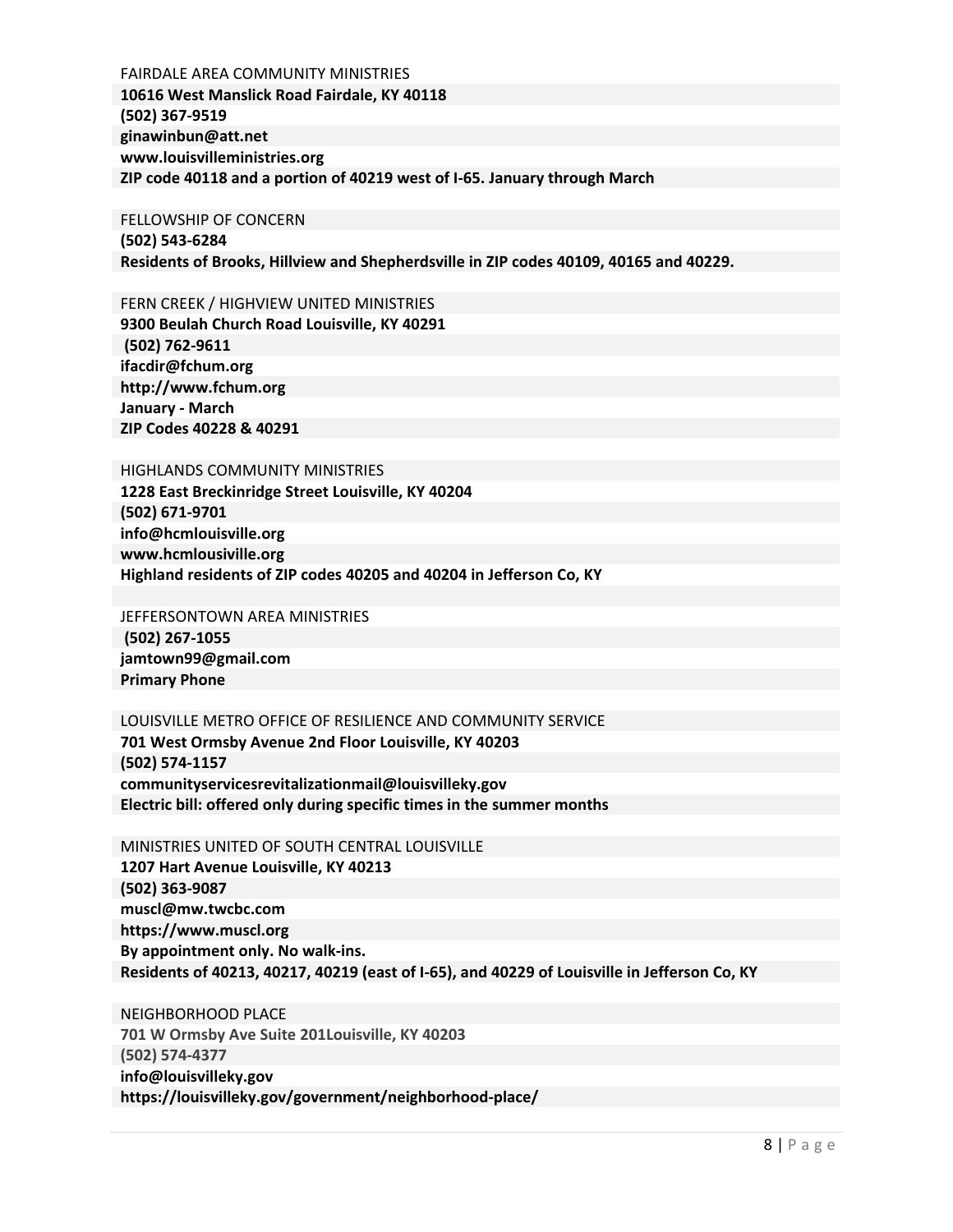FAIRDALE AREA COMMUNITY MINISTRIES

**10616 West Manslick Road Fairdale, KY 40118**

**(502) 367-9519**

**ginawinbun@att.net**

**www.louisvilleministries.org**

**ZIP code 40118 and a portion of 40219 west of I-65. January through March**

FELLOWSHIP OF CONCERN

**(502) 543-6284**

**Residents of Brooks, Hillview and Shepherdsville in ZIP codes 40109, 40165 and 40229.**

FERN CREEK / HIGHVIEW UNITED MINISTRIES

**9300 Beulah Church Road Louisville, KY 40291**

**(502) 762-9611**

**ifacdir@fchum.org**

**http://www.fchum.org**

**January - March**

**ZIP Codes 40228 & 40291**

HIGHLANDS COMMUNITY MINISTRIES

**1228 East Breckinridge Street Louisville, KY 40204**

**(502) 671-9701**

**info@hcmlouisville.org**

**www.hcmlousiville.org**

**Highland residents of ZIP codes 40205 and 40204 in Jefferson Co, KY**

JEFFERSONTOWN AREA MINISTRIES

**(502) 267-1055**

**jamtown99@gmail.com**

**Primary Phone**

LOUISVILLE METRO OFFICE OF RESILIENCE AND COMMUNITY SERVICE

**701 West Ormsby Avenue 2nd Floor Louisville, KY 40203**

**(502) 574-1157**

**communityservicesrevitalizationmail@louisvilleky.gov**

**Electric bill: offered only during specific times in the summer months**

MINISTRIES UNITED OF SOUTH CENTRAL LOUISVILLE

**1207 Hart Avenue Louisville, KY 40213**

**(502) 363-9087**

**muscl@mw.twcbc.com**

**https://www.muscl.org**

**By appointment only. No walk-ins.**

**Residents of 40213, 40217, 40219 (east of I-65), and 40229 of Louisville in Jefferson Co, KY**

NEIGHBORHOOD PLACE

**701 W Ormsby Ave Suite 201Louisville, KY 40203**

**(502) 574-4377**

**info@louisvilleky.gov**

**https://louisvilleky.gov/government/neighborhood-place/**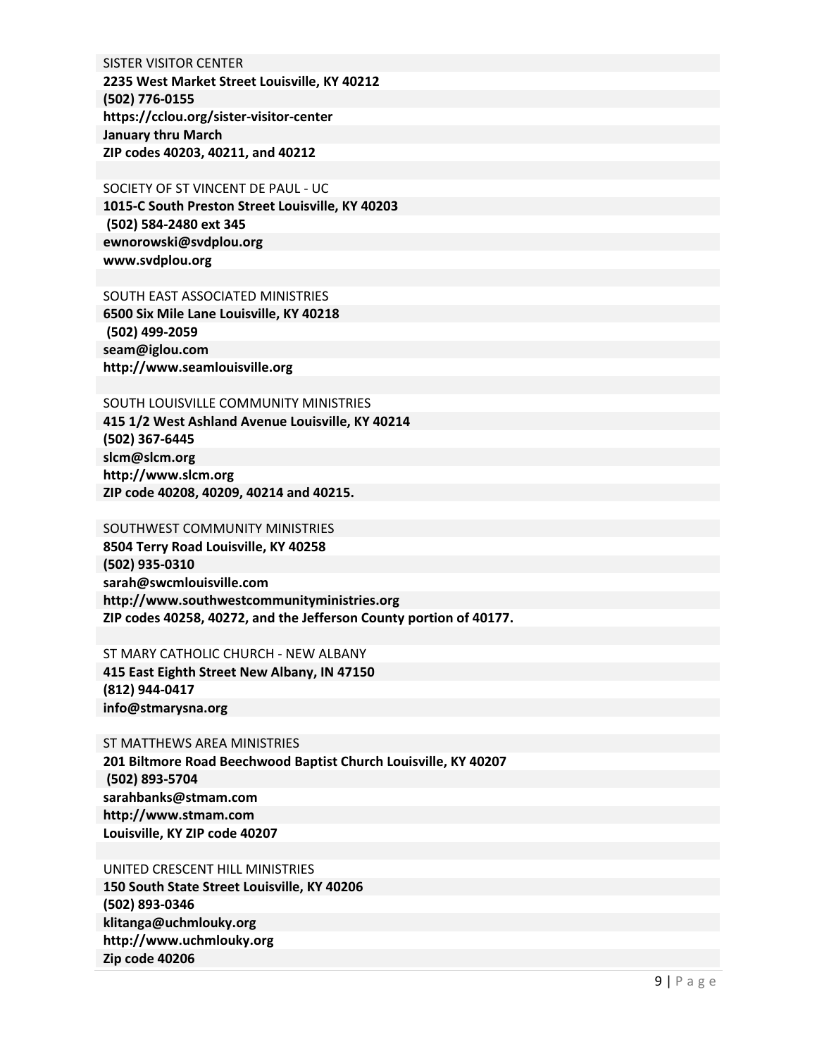SISTER VISITOR CENTER

**2235 West Market Street Louisville, KY 40212**

**(502) 776-0155**

**https://cclou.org/sister-visitor-center**

**January thru March**

**ZIP codes 40203, 40211, and 40212**

SOCIETY OF ST VINCENT DE PAUL - UC

**1015-C South Preston Street Louisville, KY 40203**

**(502) 584-2480 ext 345**

**ewnorowski@svdplou.org**

**www.svdplou.org**

SOUTH EAST ASSOCIATED MINISTRIES

**6500 Six Mile Lane Louisville, KY 40218**

**(502) 499-2059**

**seam@iglou.com**

**http://www.seamlouisville.org**

SOUTH LOUISVILLE COMMUNITY MINISTRIES

**415 1/2 West Ashland Avenue Louisville, KY 40214**

**(502) 367-6445**

**slcm@slcm.org**

**http://www.slcm.org**

**ZIP code 40208, 40209, 40214 and 40215.**

SOUTHWEST COMMUNITY MINISTRIES

**8504 Terry Road Louisville, KY 40258**

**(502) 935-0310**

**sarah@swcmlouisville.com**

**http://www.southwestcommunityministries.org**

**ZIP codes 40258, 40272, and the Jefferson County portion of 40177.**

ST MARY CATHOLIC CHURCH - NEW ALBANY

**415 East Eighth Street New Albany, IN 47150**

**(812) 944-0417**

**info@stmarysna.org**

ST MATTHEWS AREA MINISTRIES

**201 Biltmore Road Beechwood Baptist Church Louisville, KY 40207**

**(502) 893-5704**

**sarahbanks@stmam.com**

**http://www.stmam.com**

**Louisville, KY ZIP code 40207**

UNITED CRESCENT HILL MINISTRIES

**150 South State Street Louisville, KY 40206**

**(502) 893-0346**

**klitanga@uchmlouky.org**

**http://www.uchmlouky.org**

**Zip code 40206**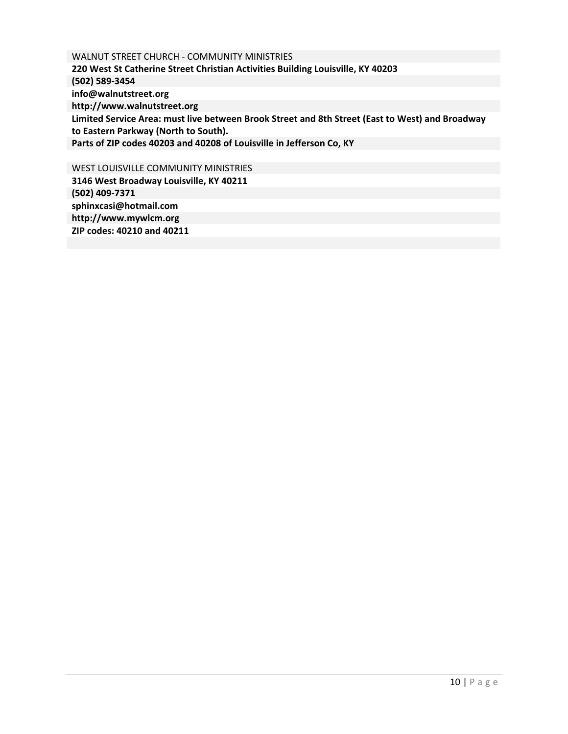WALNUT STREET CHURCH - COMMUNITY MINISTRIES

**220 West St Catherine Street Christian Activities Building Louisville, KY 40203**

**(502) 589-3454**

**info@walnutstreet.org**

**http://www.walnutstreet.org**

**Limited Service Area: must live between Brook Street and 8th Street (East to West) and Broadway to Eastern Parkway (North to South).**

**Parts of ZIP codes 40203 and 40208 of Louisville in Jefferson Co, KY**

WEST LOUISVILLE COMMUNITY MINISTRIES

**3146 West Broadway Louisville, KY 40211**

**(502) 409-7371**

**sphinxcasi@hotmail.com**

**http://www.mywlcm.org**

**ZIP codes: 40210 and 40211**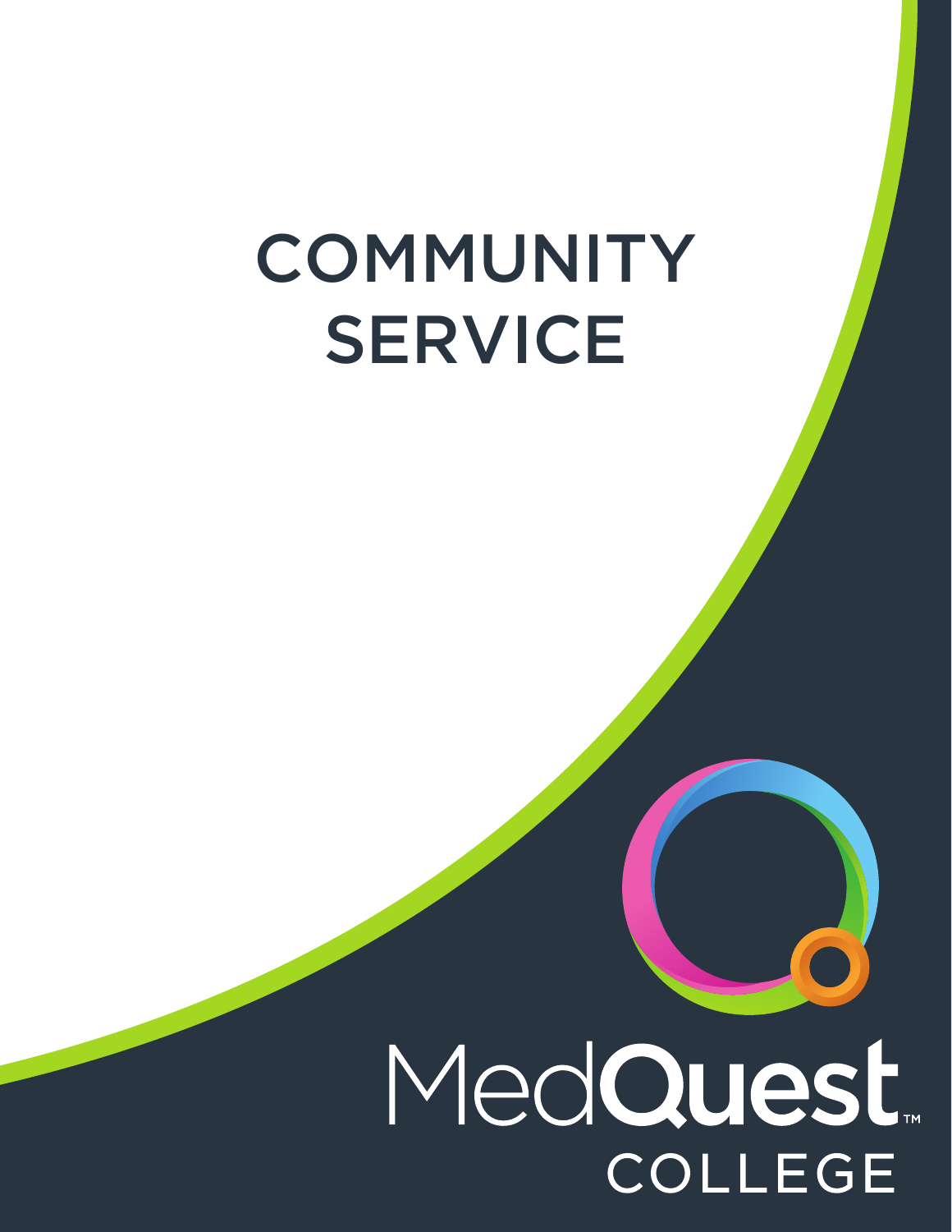# COMMUNITY SERVICE

MedQuest™
COLLEGE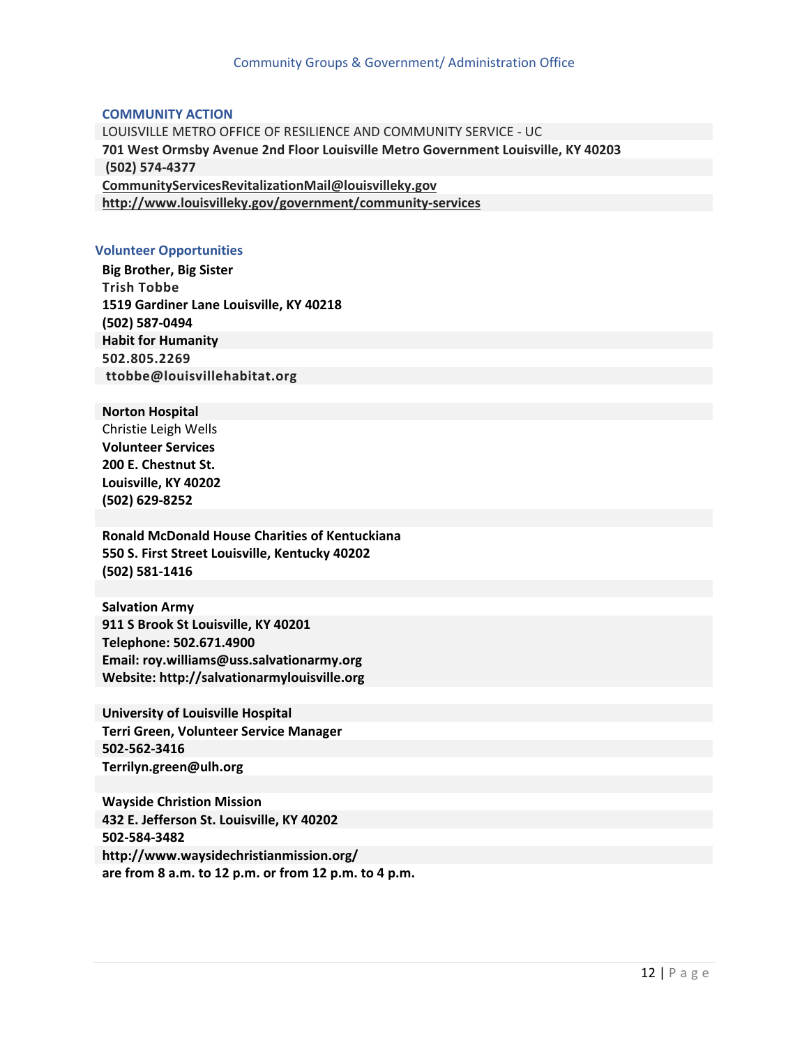Community Groups & Government/ Administration Office

## COMMUNITY ACTION

LOUISVILLE METRO OFFICE OF RESILIENCE AND COMMUNITY SERVICE - UC

**701 West Ormsby Avenue 2nd Floor Louisville Metro Government Louisville, KY 40203**

**(502) 574-4377**

**CommunityServicesRevitalizationMail@louisvilleky.gov**

**http://www.louisvilleky.gov/government/community-services**

## Volunteer Opportunities

**Big Brother, Big Sister**
**Trish Tobbe**
**1519 Gardiner Lane Louisville, KY 40218**
**(502) 587-0494**
**Habit for Humanity**
**502.805.2269**
**ttobbe@louisvillehabitat.org**

**Norton Hospital**
Christie Leigh Wells
**Volunteer Services**
**200 E. Chestnut St.**
**Louisville, KY 40202**
**(502) 629-8252**

**Ronald McDonald House Charities of Kentuckiana**
**550 S. First Street Louisville, Kentucky 40202**
**(502) 581-1416**

**Salvation Army**
**911 S Brook St Louisville, KY 40201**
**Telephone: 502.671.4900**
**Email: roy.williams@uss.salvationarmy.org**
**Website: http://salvationarmylouisville.org**

**University of Louisville Hospital**
**Terri Green, Volunteer Service Manager**
**502-562-3416**
**Terrilyn.green@ulh.org**

**Wayside Christion Mission**
**432 E. Jefferson St. Louisville, KY 40202**
**502-584-3482**
**http://www.waysidechristianmission.org/**
**are from 8 a.m. to 12 p.m. or from 12 p.m. to 4 p.m.**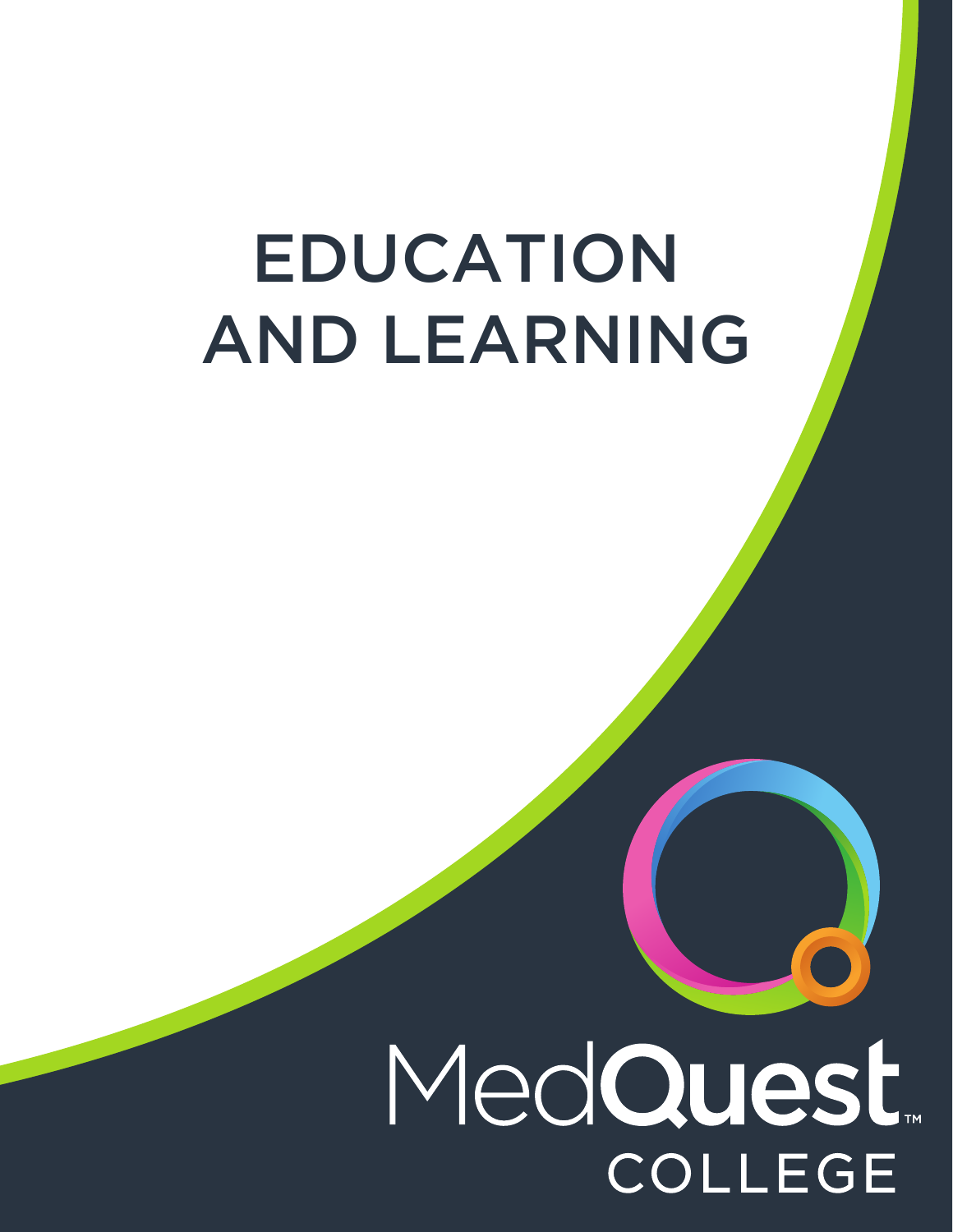# EDUCATION AND LEARNING

MedQuest™

COLLEGE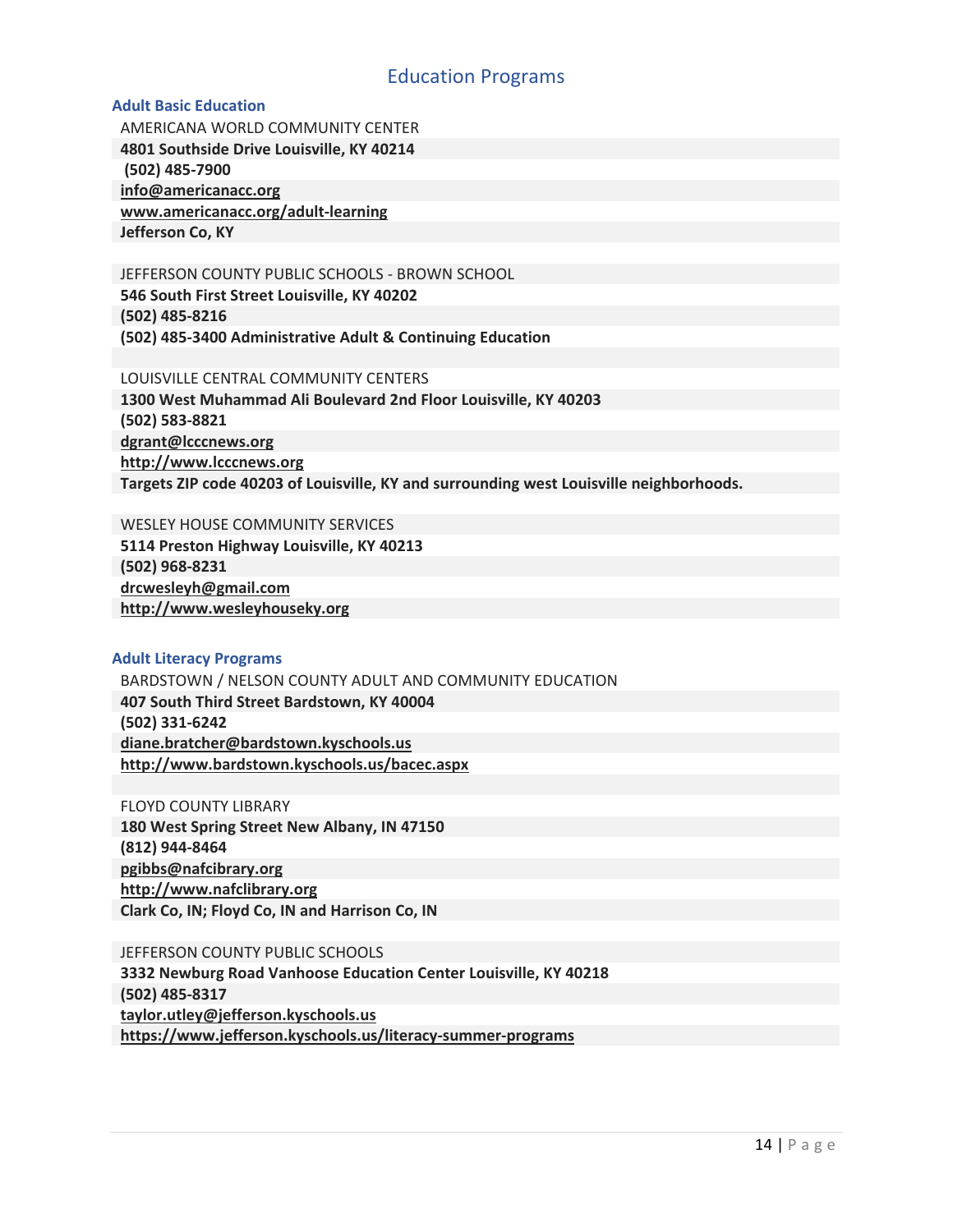# Education Programs

## Adult Basic Education

AMERICANA WORLD COMMUNITY CENTER
**4801 Southside Drive Louisville, KY 40214**
**(502) 485-7900**
**info@americanacc.org**
**www.americanacc.org/adult-learning**
**Jefferson Co, KY**

JEFFERSON COUNTY PUBLIC SCHOOLS - BROWN SCHOOL
**546 South First Street Louisville, KY 40202**
**(502) 485-8216**
**(502) 485-3400 Administrative Adult & Continuing Education**

LOUISVILLE CENTRAL COMMUNITY CENTERS
**1300 West Muhammad Ali Boulevard 2nd Floor Louisville, KY 40203**
**(502) 583-8821**
**dgrant@lcccnews.org**
**http://www.lcccnews.org**
**Targets ZIP code 40203 of Louisville, KY and surrounding west Louisville neighborhoods.**

WESLEY HOUSE COMMUNITY SERVICES
**5114 Preston Highway Louisville, KY 40213**
**(502) 968-8231**
**drcwesleyh@gmail.com**
**http://www.wesleyhouseky.org**

## Adult Literacy Programs

BARDSTOWN / NELSON COUNTY ADULT AND COMMUNITY EDUCATION
**407 South Third Street Bardstown, KY 40004**
**(502) 331-6242**
**diane.bratcher@bardstown.kyschools.us**
**http://www.bardstown.kyschools.us/bacec.aspx**

FLOYD COUNTY LIBRARY
**180 West Spring Street New Albany, IN 47150**
**(812) 944-8464**
**pgibbs@nafcibrary.org**
**http://www.nafclibrary.org**
**Clark Co, IN; Floyd Co, IN and Harrison Co, IN**

JEFFERSON COUNTY PUBLIC SCHOOLS
**3332 Newburg Road Vanhoose Education Center Louisville, KY 40218**
**(502) 485-8317**
**taylor.utley@jefferson.kyschools.us**
**https://www.jefferson.kyschools.us/literacy-summer-programs**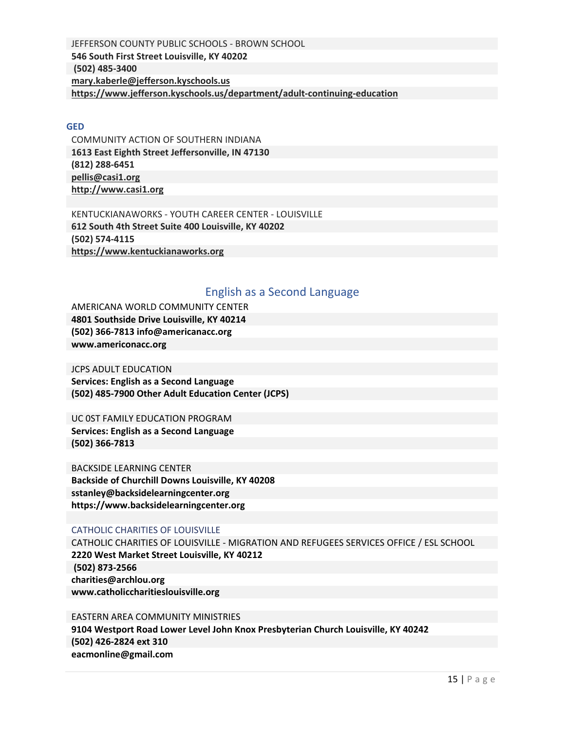JEFFERSON COUNTY PUBLIC SCHOOLS - BROWN SCHOOL
**546 South First Street Louisville, KY 40202**
**(502) 485-3400**
**mary.kaberle@jefferson.kyschools.us**
**https://www.jefferson.kyschools.us/department/adult-continuing-education**

### GED

COMMUNITY ACTION OF SOUTHERN INDIANA
**1613 East Eighth Street Jeffersonville, IN 47130**
**(812) 288-6451**
**pellis@casi1.org**
**http://www.casi1.org**

KENTUCKIANAWORKS - YOUTH CAREER CENTER - LOUISVILLE
**612 South 4th Street Suite 400 Louisville, KY 40202**
**(502) 574-4115**
**https://www.kentuckianaworks.org**

## English as a Second Language

AMERICANA WORLD COMMUNITY CENTER
**4801 Southside Drive Louisville, KY 40214**
**(502) 366-7813 info@americanacc.org**
**www.americonacc.org**

JCPS ADULT EDUCATION
**Services: English as a Second Language**
**(502) 485-7900 Other Adult Education Center (JCPS)**

UC 0ST FAMILY EDUCATION PROGRAM
**Services: English as a Second Language**
**(502) 366-7813**

BACKSIDE LEARNING CENTER
**Backside of Churchill Downs Louisville, KY 40208**
**sstanley@backsidelearningcenter.org**
**https://www.backsidelearningcenter.org**

CATHOLIC CHARITIES OF LOUISVILLE

CATHOLIC CHARITIES OF LOUISVILLE - MIGRATION AND REFUGEES SERVICES OFFICE / ESL SCHOOL
**2220 West Market Street Louisville, KY 40212**
**(502) 873-2566**
**charities@archlou.org**
**www.catholiccharitieslouisville.org**

EASTERN AREA COMMUNITY MINISTRIES
**9104 Westport Road Lower Level John Knox Presbyterian Church Louisville, KY 40242**
**(502) 426-2824 ext 310**
**eacmonline@gmail.com**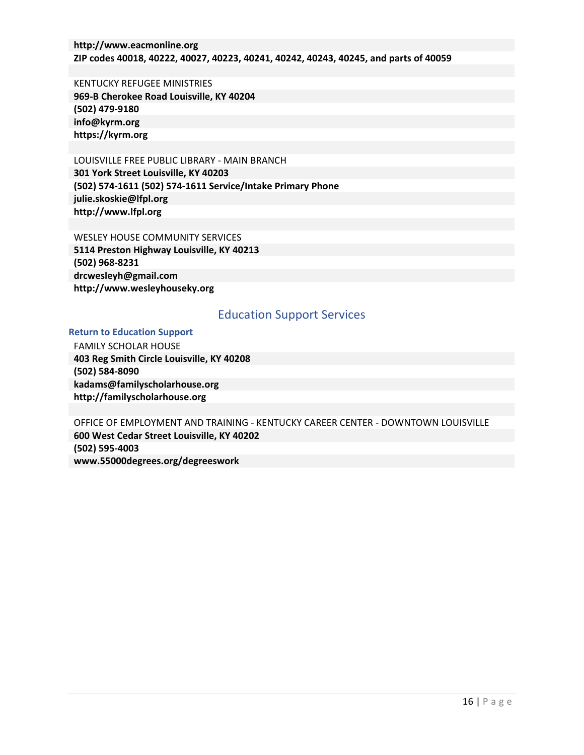**http://www.eacmonline.org**
**ZIP codes 40018, 40222, 40027, 40223, 40241, 40242, 40243, 40245, and parts of 40059**

KENTUCKY REFUGEE MINISTRIES
**969-B Cherokee Road Louisville, KY 40204**
**(502) 479-9180**
**info@kyrm.org**
**https://kyrm.org**

LOUISVILLE FREE PUBLIC LIBRARY - MAIN BRANCH
**301 York Street Louisville, KY 40203**
**(502) 574-1611 (502) 574-1611 Service/Intake Primary Phone**
**julie.skoskie@lfpl.org**
**http://www.lfpl.org**

WESLEY HOUSE COMMUNITY SERVICES
**5114 Preston Highway Louisville, KY 40213**
**(502) 968-8231**
**drcwesleyh@gmail.com**
**http://www.wesleyhouseky.org**

## Education Support Services

**Return to Education Support**

FAMILY SCHOLAR HOUSE
**403 Reg Smith Circle Louisville, KY 40208**
**(502) 584-8090**
**kadams@familyscholarhouse.org**
**http://familyscholarhouse.org**

OFFICE OF EMPLOYMENT AND TRAINING - KENTUCKY CAREER CENTER - DOWNTOWN LOUISVILLE
**600 West Cedar Street Louisville, KY 40202**
**(502) 595-4003**
**www.55000degrees.org/degreeswork**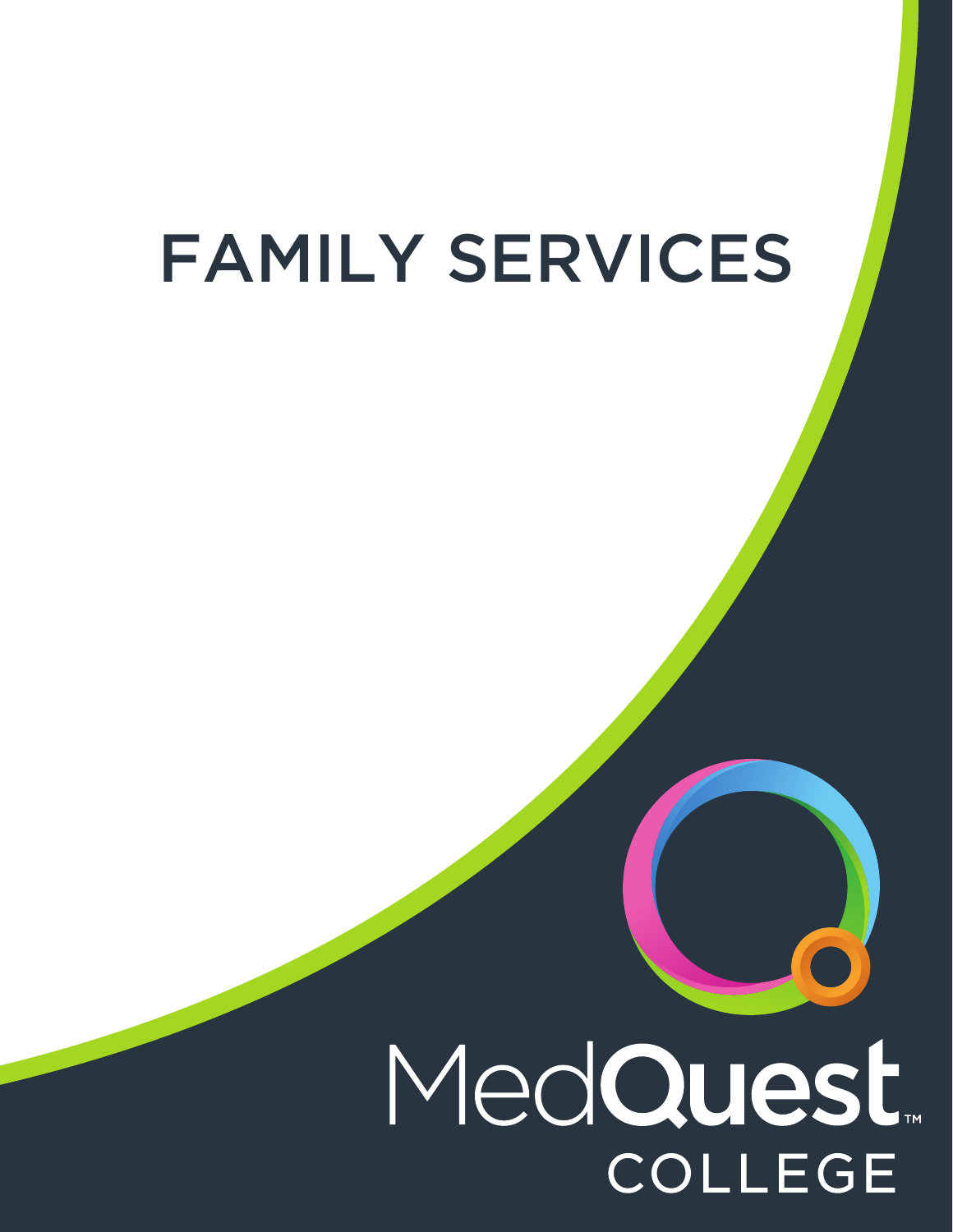# FAMILY SERVICES

MedQuest™
COLLEGE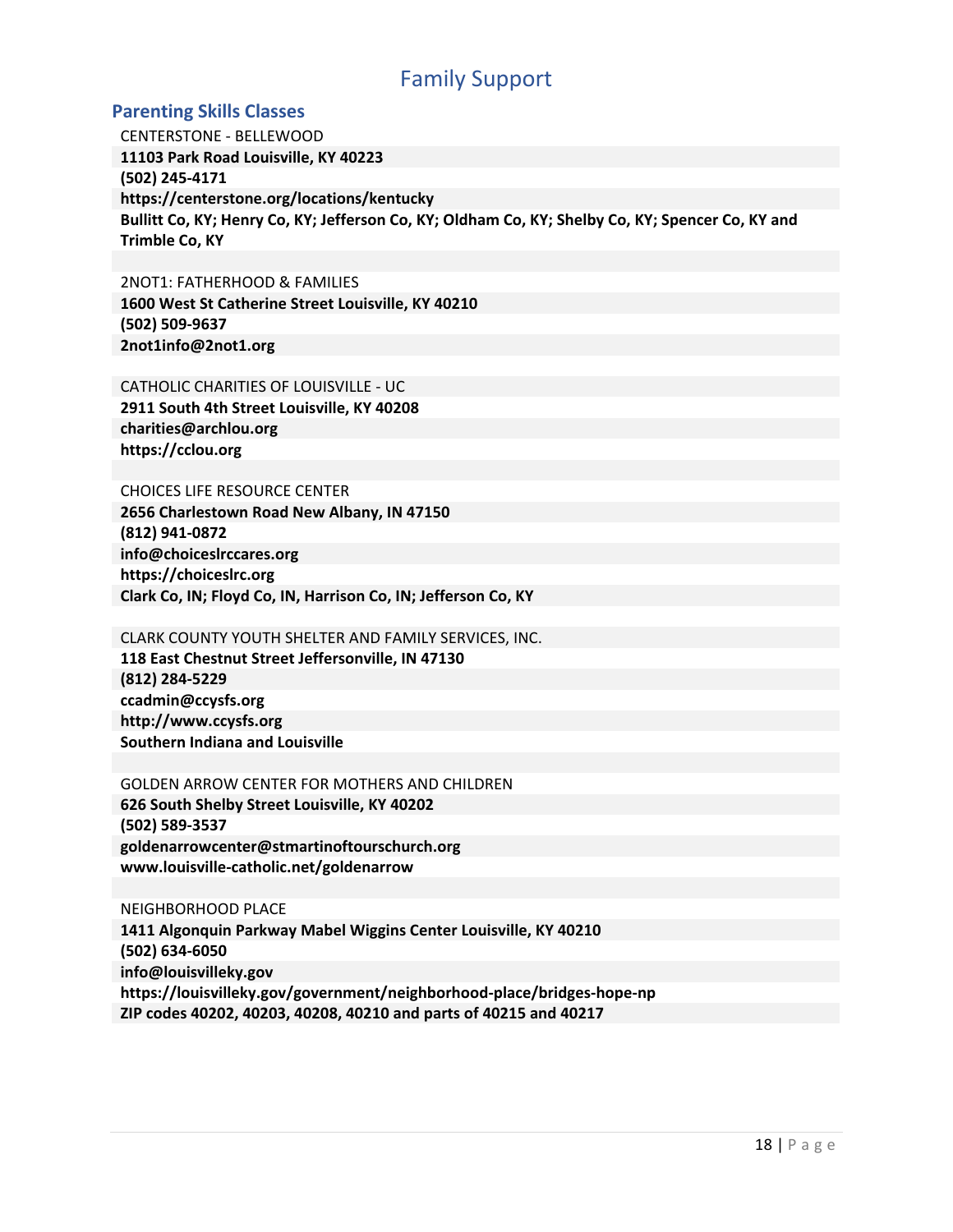# Family Support

## Parenting Skills Classes

CENTERSTONE - BELLEWOOD
**11103 Park Road Louisville, KY 40223**
**(502) 245-4171**
**https://centerstone.org/locations/kentucky**
**Bullitt Co, KY; Henry Co, KY; Jefferson Co, KY; Oldham Co, KY; Shelby Co, KY; Spencer Co, KY and Trimble Co, KY**

2NOT1: FATHERHOOD & FAMILIES
**1600 West St Catherine Street Louisville, KY 40210**
**(502) 509-9637**
**2not1info@2not1.org**

CATHOLIC CHARITIES OF LOUISVILLE - UC
**2911 South 4th Street Louisville, KY 40208**
**charities@archlou.org**
**https://cclou.org**

CHOICES LIFE RESOURCE CENTER
**2656 Charlestown Road New Albany, IN 47150**
**(812) 941-0872**
**info@choiceslrccares.org**
**https://choiceslrc.org**
**Clark Co, IN; Floyd Co, IN, Harrison Co, IN; Jefferson Co, KY**

CLARK COUNTY YOUTH SHELTER AND FAMILY SERVICES, INC.
**118 East Chestnut Street Jeffersonville, IN 47130**
**(812) 284-5229**
**ccadmin@ccysfs.org**
**http://www.ccysfs.org**
**Southern Indiana and Louisville**

GOLDEN ARROW CENTER FOR MOTHERS AND CHILDREN
**626 South Shelby Street Louisville, KY 40202**
**(502) 589-3537**
**goldenarrowcenter@stmartinoftourschurch.org**
**www.louisville-catholic.net/goldenarrow**

NEIGHBORHOOD PLACE
**1411 Algonquin Parkway Mabel Wiggins Center Louisville, KY 40210**
**(502) 634-6050**
**info@louisvilleky.gov**
**https://louisvilleky.gov/government/neighborhood-place/bridges-hope-np**
**ZIP codes 40202, 40203, 40208, 40210 and parts of 40215 and 40217**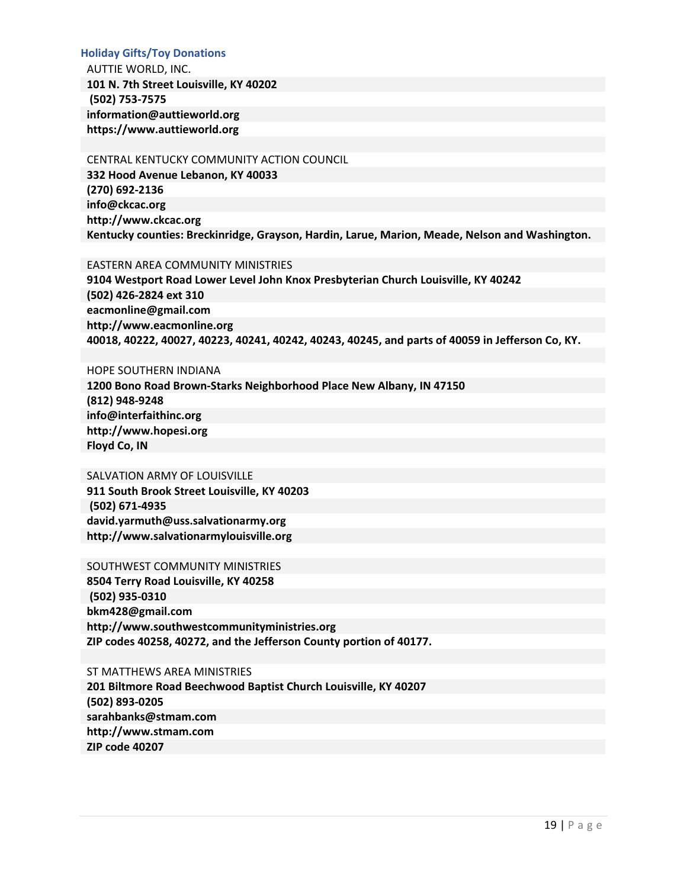### Holiday Gifts/Toy Donations

AUTTIE WORLD, INC.
**101 N. 7th Street Louisville, KY 40202**
**(502) 753-7575**
**information@auttieworld.org**
**https://www.auttieworld.org**

CENTRAL KENTUCKY COMMUNITY ACTION COUNCIL
**332 Hood Avenue Lebanon, KY 40033**
**(270) 692-2136**
**info@ckcac.org**
**http://www.ckcac.org**
**Kentucky counties: Breckinridge, Grayson, Hardin, Larue, Marion, Meade, Nelson and Washington.**

EASTERN AREA COMMUNITY MINISTRIES
**9104 Westport Road Lower Level John Knox Presbyterian Church Louisville, KY 40242**
**(502) 426-2824 ext 310**
**eacmonline@gmail.com**
**http://www.eacmonline.org**
**40018, 40222, 40027, 40223, 40241, 40242, 40243, 40245, and parts of 40059 in Jefferson Co, KY.**

HOPE SOUTHERN INDIANA
**1200 Bono Road Brown-Starks Neighborhood Place New Albany, IN 47150**
**(812) 948-9248**
**info@interfaithinc.org**
**http://www.hopesi.org**
**Floyd Co, IN**

SALVATION ARMY OF LOUISVILLE
**911 South Brook Street Louisville, KY 40203**
**(502) 671-4935**
**david.yarmuth@uss.salvationarmy.org**
**http://www.salvationarmylouisville.org**

SOUTHWEST COMMUNITY MINISTRIES
**8504 Terry Road Louisville, KY 40258**
**(502) 935-0310**
**bkm428@gmail.com**
**http://www.southwestcommunityministries.org**
**ZIP codes 40258, 40272, and the Jefferson County portion of 40177.**

ST MATTHEWS AREA MINISTRIES
**201 Biltmore Road Beechwood Baptist Church Louisville, KY 40207**
**(502) 893-0205**
**sarahbanks@stmam.com**
**http://www.stmam.com**
**ZIP code 40207**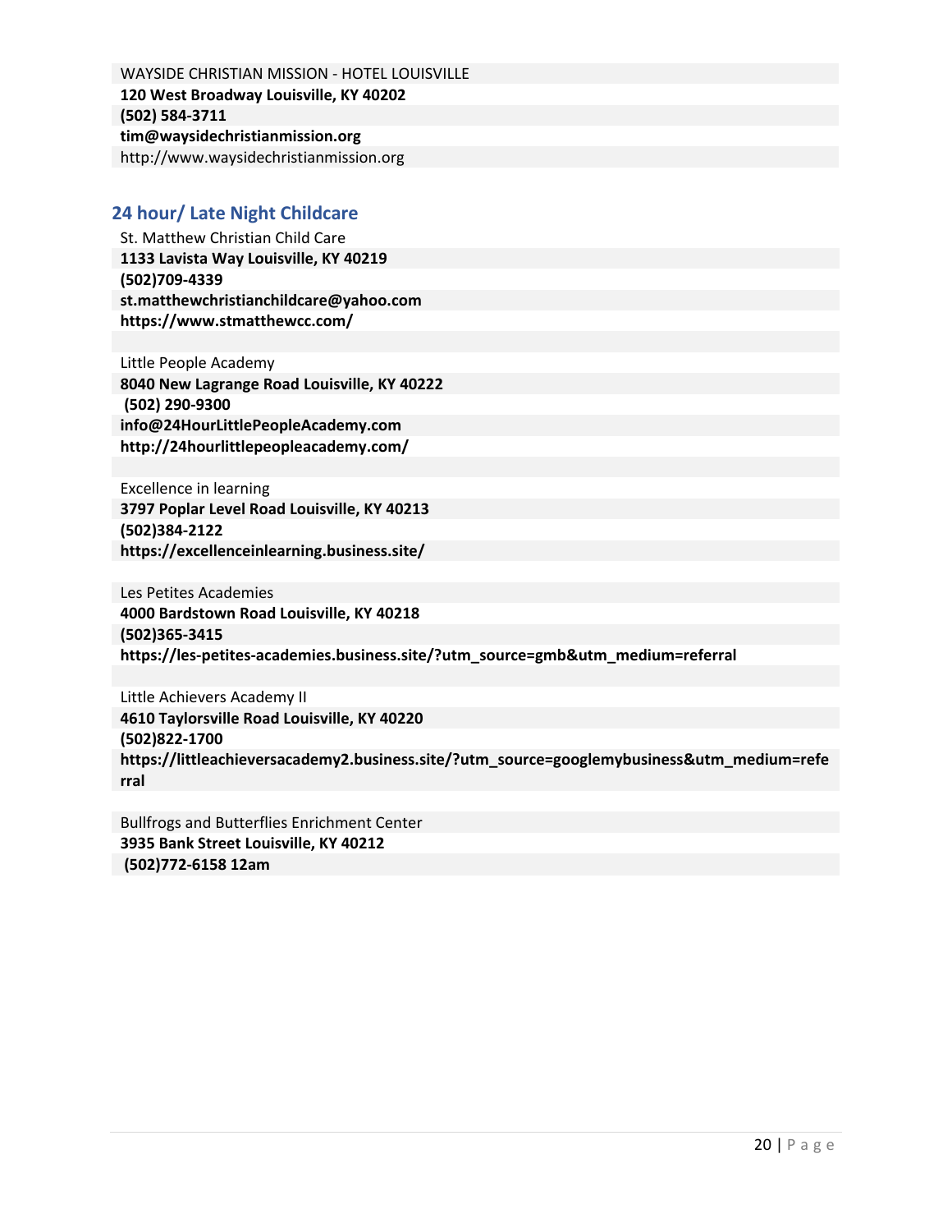WAYSIDE CHRISTIAN MISSION - HOTEL LOUISVILLE
**120 West Broadway Louisville, KY 40202**
**(502) 584-3711**
**tim@waysidechristianmission.org**
http://www.waysidechristianmission.org

## 24 hour/ Late Night Childcare

St. Matthew Christian Child Care
**1133 Lavista Way Louisville, KY 40219**
**(502)709-4339**
**st.matthewchristianchildcare@yahoo.com**
**https://www.stmatthewcc.com/**

Little People Academy
**8040 New Lagrange Road Louisville, KY 40222**
**(502) 290-9300**
**info@24HourLittlePeopleAcademy.com**
**http://24hourlittlepeopleacademy.com/**

Excellence in learning
**3797 Poplar Level Road Louisville, KY 40213**
**(502)384-2122**
**https://excellenceinlearning.business.site/**

Les Petites Academies
**4000 Bardstown Road Louisville, KY 40218**
**(502)365-3415**
**https://les-petites-academies.business.site/?utm_source=gmb&utm_medium=referral**

Little Achievers Academy II
**4610 Taylorsville Road Louisville, KY 40220**
**(502)822-1700**
**https://littleachieversacademy2.business.site/?utm_source=googlemybusiness&utm_medium=referral**

Bullfrogs and Butterflies Enrichment Center
**3935 Bank Street Louisville, KY 40212**
**(502)772-6158 12am**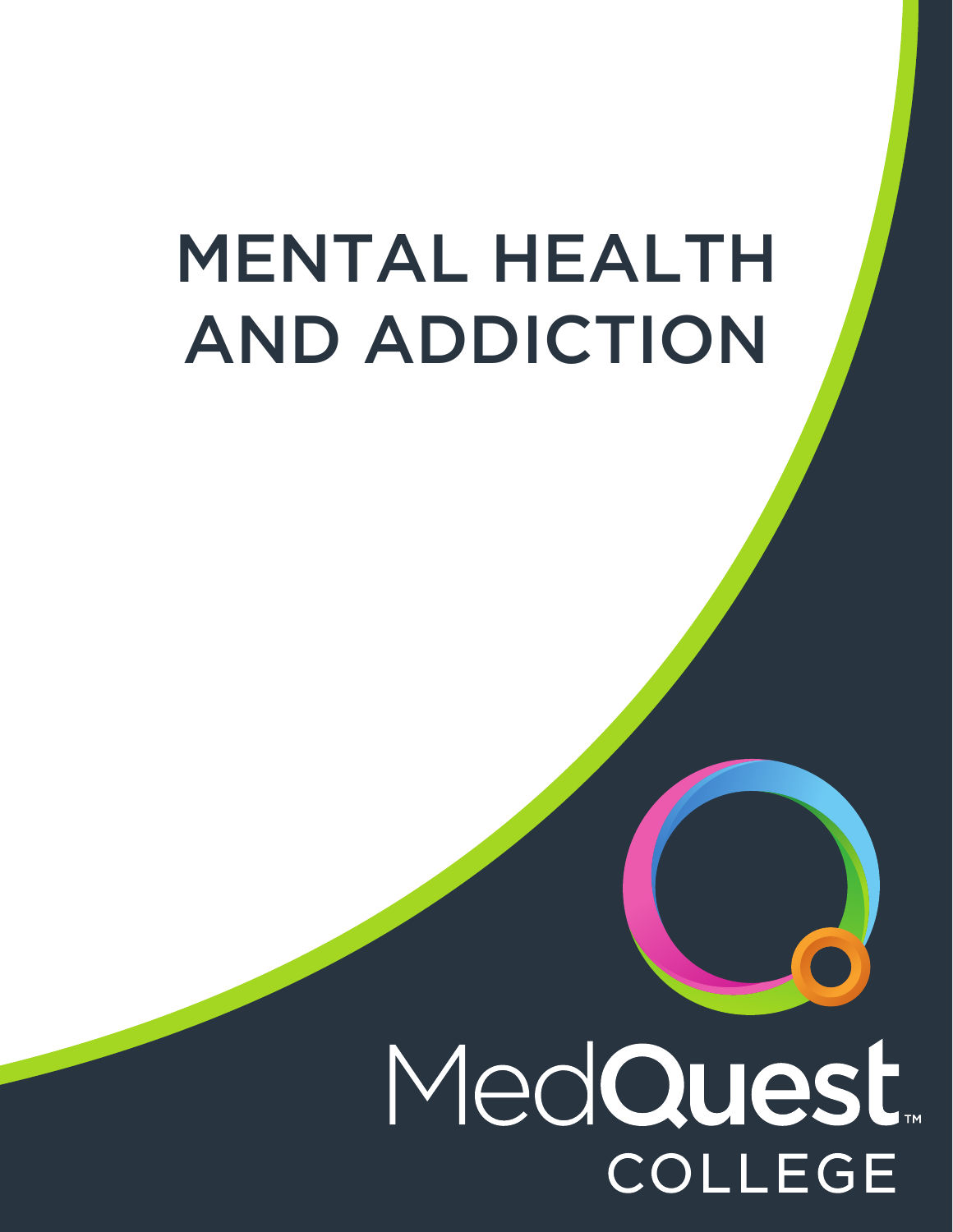# MENTAL HEALTH AND ADDICTION

MedQuest™

COLLEGE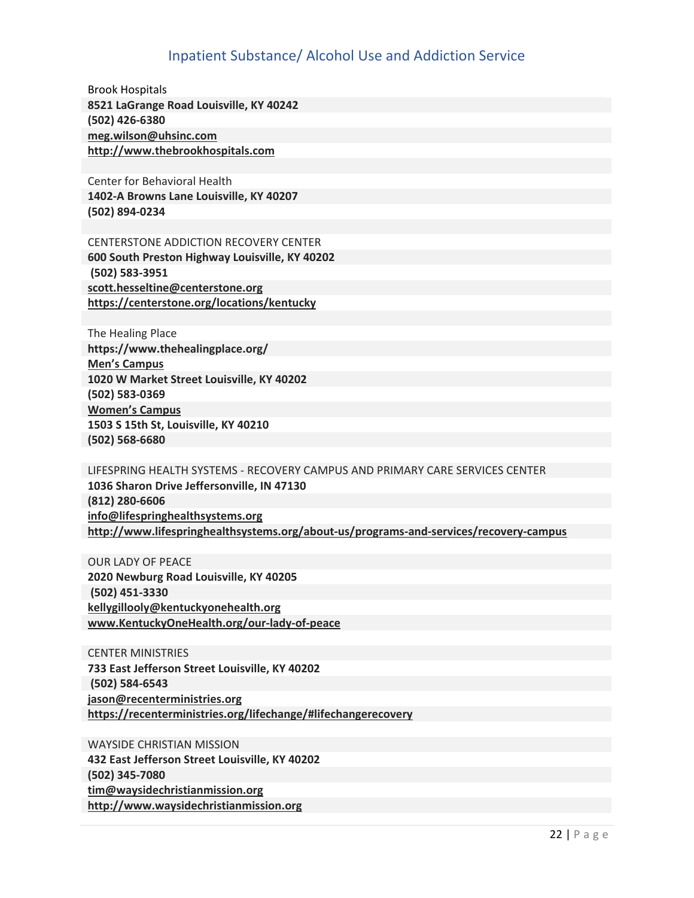# Inpatient Substance/ Alcohol Use and Addiction Service

Brook Hospitals
**8521 LaGrange Road Louisville, KY 40242**
**(502) 426-6380**
**meg.wilson@uhsinc.com**
**http://www.thebrookhospitals.com**

Center for Behavioral Health
**1402-A Browns Lane Louisville, KY 40207**
**(502) 894-0234**

CENTERSTONE ADDICTION RECOVERY CENTER
**600 South Preston Highway Louisville, KY 40202**
**(502) 583-3951**
**scott.hesseltine@centerstone.org**
**https://centerstone.org/locations/kentucky**

The Healing Place
**https://www.thehealingplace.org/**
**Men's Campus**
**1020 W Market Street Louisville, KY 40202**
**(502) 583-0369**
**Women's Campus**
**1503 S 15th St, Louisville, KY 40210**
**(502) 568-6680**

LIFESPRING HEALTH SYSTEMS - RECOVERY CAMPUS AND PRIMARY CARE SERVICES CENTER
**1036 Sharon Drive Jeffersonville, IN 47130**
**(812) 280-6606**
**info@lifespringhealthsystems.org**
**http://www.lifespringhealthsystems.org/about-us/programs-and-services/recovery-campus**

OUR LADY OF PEACE
**2020 Newburg Road Louisville, KY 40205**
**(502) 451-3330**
**kellygillooly@kentuckyonehealth.org**
**www.KentuckyOneHealth.org/our-lady-of-peace**

CENTER MINISTRIES
**733 East Jefferson Street Louisville, KY 40202**
**(502) 584-6543**
**jason@recenterministries.org**
**https://recenterministries.org/lifechange/#lifechangerecovery**

WAYSIDE CHRISTIAN MISSION
**432 East Jefferson Street Louisville, KY 40202**
**(502) 345-7080**
**tim@waysidechristianmission.org**
**http://www.waysidechristianmission.org**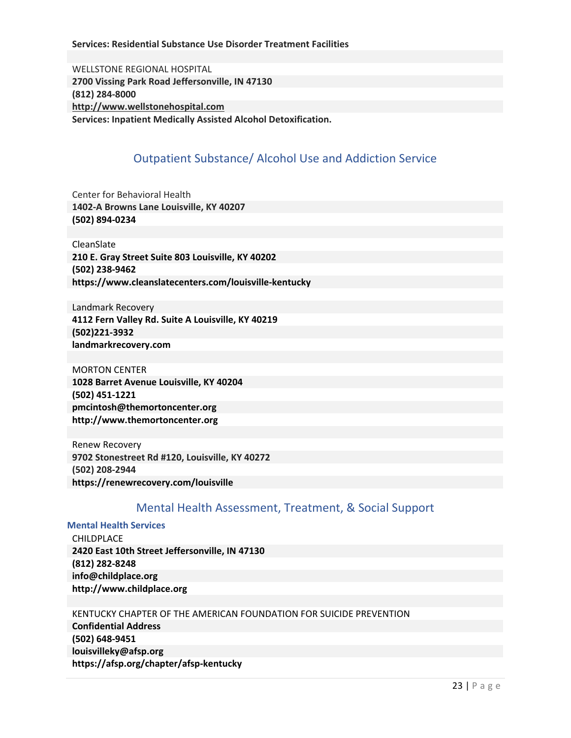**Services: Residential Substance Use Disorder Treatment Facilities**

WELLSTONE REGIONAL HOSPITAL
**2700 Vissing Park Road Jeffersonville, IN 47130**
**(812) 284-8000**
**http://www.wellstonehospital.com**
**Services: Inpatient Medically Assisted Alcohol Detoxification.**

## Outpatient Substance/ Alcohol Use and Addiction Service

Center for Behavioral Health
**1402-A Browns Lane Louisville, KY 40207**
**(502) 894-0234**

CleanSlate
**210 E. Gray Street Suite 803 Louisville, KY 40202**
**(502) 238-9462**
**https://www.cleanslatecenters.com/louisville-kentucky**

Landmark Recovery
**4112 Fern Valley Rd. Suite A Louisville, KY 40219**
**(502)221-3932**
**landmarkrecovery.com**

MORTON CENTER
**1028 Barret Avenue Louisville, KY 40204**
**(502) 451-1221**
**pmcintosh@themortoncenter.org**
**http://www.themortoncenter.org**

Renew Recovery
**9702 Stonestreet Rd #120, Louisville, KY 40272**
**(502) 208-2944**
**https://renewrecovery.com/louisville**

## Mental Health Assessment, Treatment, & Social Support

### Mental Health Services

CHILDPLACE
**2420 East 10th Street Jeffersonville, IN 47130**
**(812) 282-8248**
**info@childplace.org**
**http://www.childplace.org**

KENTUCKY CHAPTER OF THE AMERICAN FOUNDATION FOR SUICIDE PREVENTION
**Confidential Address**
**(502) 648-9451**
**louisvilleky@afsp.org**
**https://afsp.org/chapter/afsp-kentucky**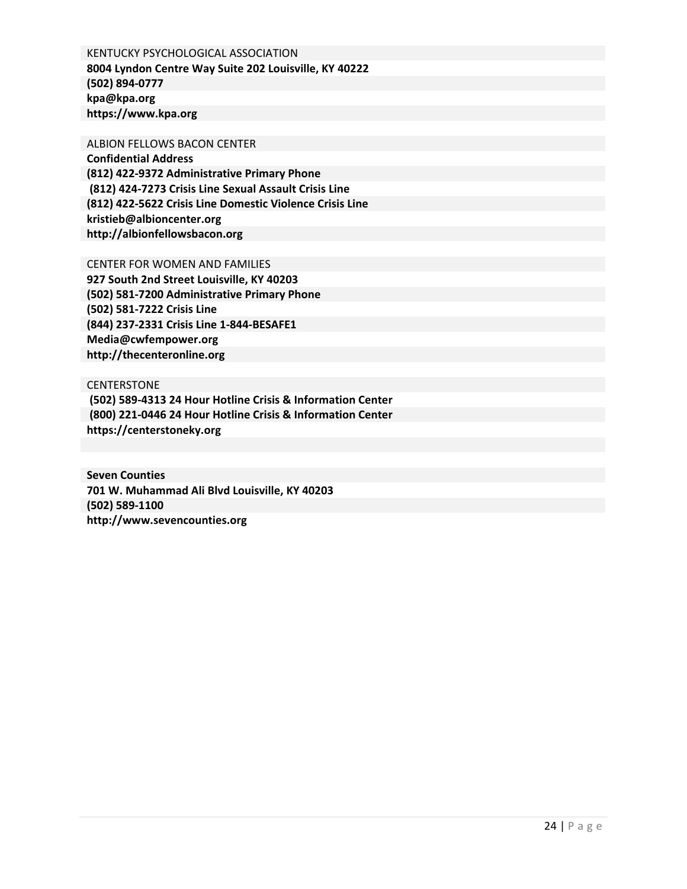KENTUCKY PSYCHOLOGICAL ASSOCIATION

**8004 Lyndon Centre Way Suite 202 Louisville, KY 40222**
**(502) 894-0777**
**kpa@kpa.org**
**https://www.kpa.org**

ALBION FELLOWS BACON CENTER

**Confidential Address**
**(812) 422-9372 Administrative Primary Phone**
**(812) 424-7273 Crisis Line Sexual Assault Crisis Line**
**(812) 422-5622 Crisis Line Domestic Violence Crisis Line**
**kristieb@albioncenter.org**
**http://albionfellowsbacon.org**

CENTER FOR WOMEN AND FAMILIES

**927 South 2nd Street Louisville, KY 40203**
**(502) 581-7200 Administrative Primary Phone**
**(502) 581-7222 Crisis Line**
**(844) 237-2331 Crisis Line 1-844-BESAFE1**
**Media@cwfempower.org**
**http://thecenteronline.org**

CENTERSTONE

**(502) 589-4313 24 Hour Hotline Crisis & Information Center**
**(800) 221-0446 24 Hour Hotline Crisis & Information Center**
**https://centerstoneky.org**

**Seven Counties**
**701 W. Muhammad Ali Blvd Louisville, KY 40203**
**(502) 589-1100**
**http://www.sevencounties.org**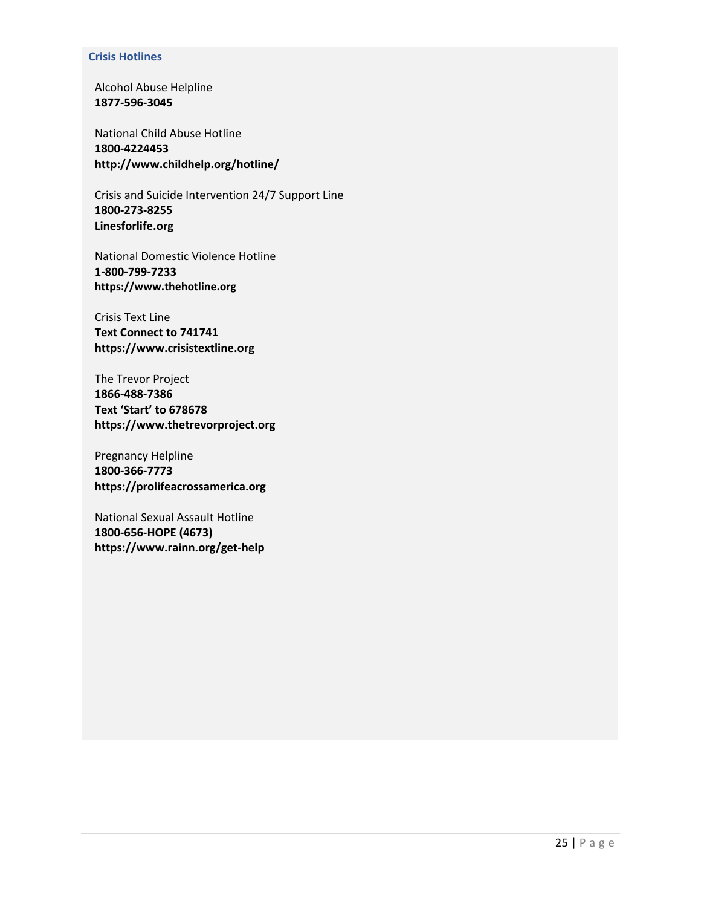### Crisis Hotlines

Alcohol Abuse Helpline
**1877-596-3045**

National Child Abuse Hotline
**1800-4224453**
**http://www.childhelp.org/hotline/**

Crisis and Suicide Intervention 24/7 Support Line
**1800-273-8255**
**Linesforlife.org**

National Domestic Violence Hotline
**1-800-799-7233**
**https://www.thehotline.org**

Crisis Text Line
**Text Connect to 741741**
**https://www.crisistextline.org**

The Trevor Project
**1866-488-7386**
**Text 'Start' to 678678**
**https://www.thetrevorproject.org**

Pregnancy Helpline
**1800-366-7773**
**https://prolifeacrossamerica.org**

National Sexual Assault Hotline
**1800-656-HOPE (4673)**
**https://www.rainn.org/get-help**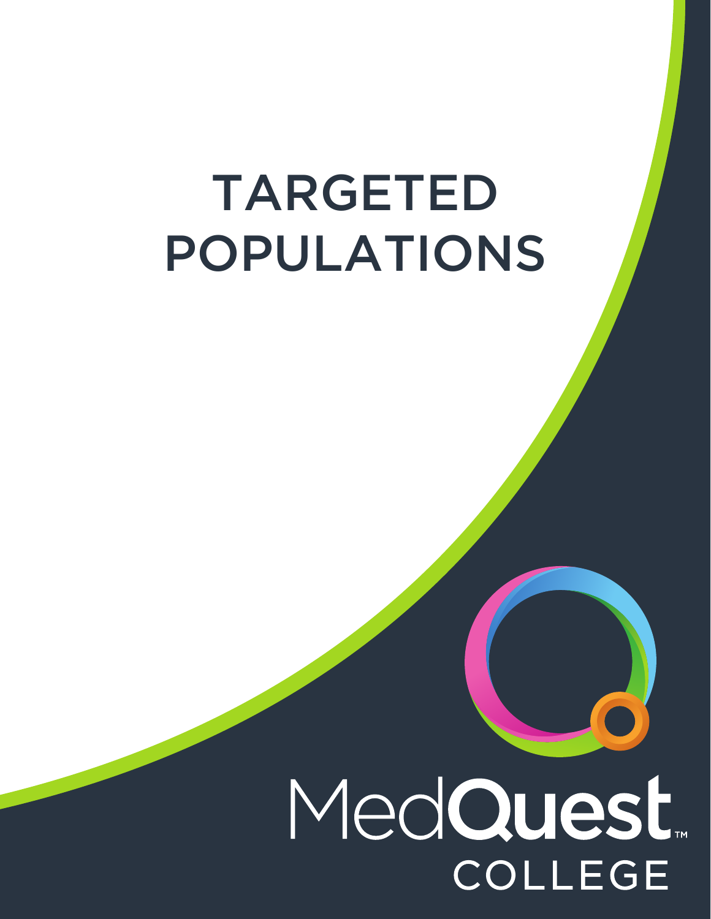# TARGETED POPULATIONS

MedQuest™

COLLEGE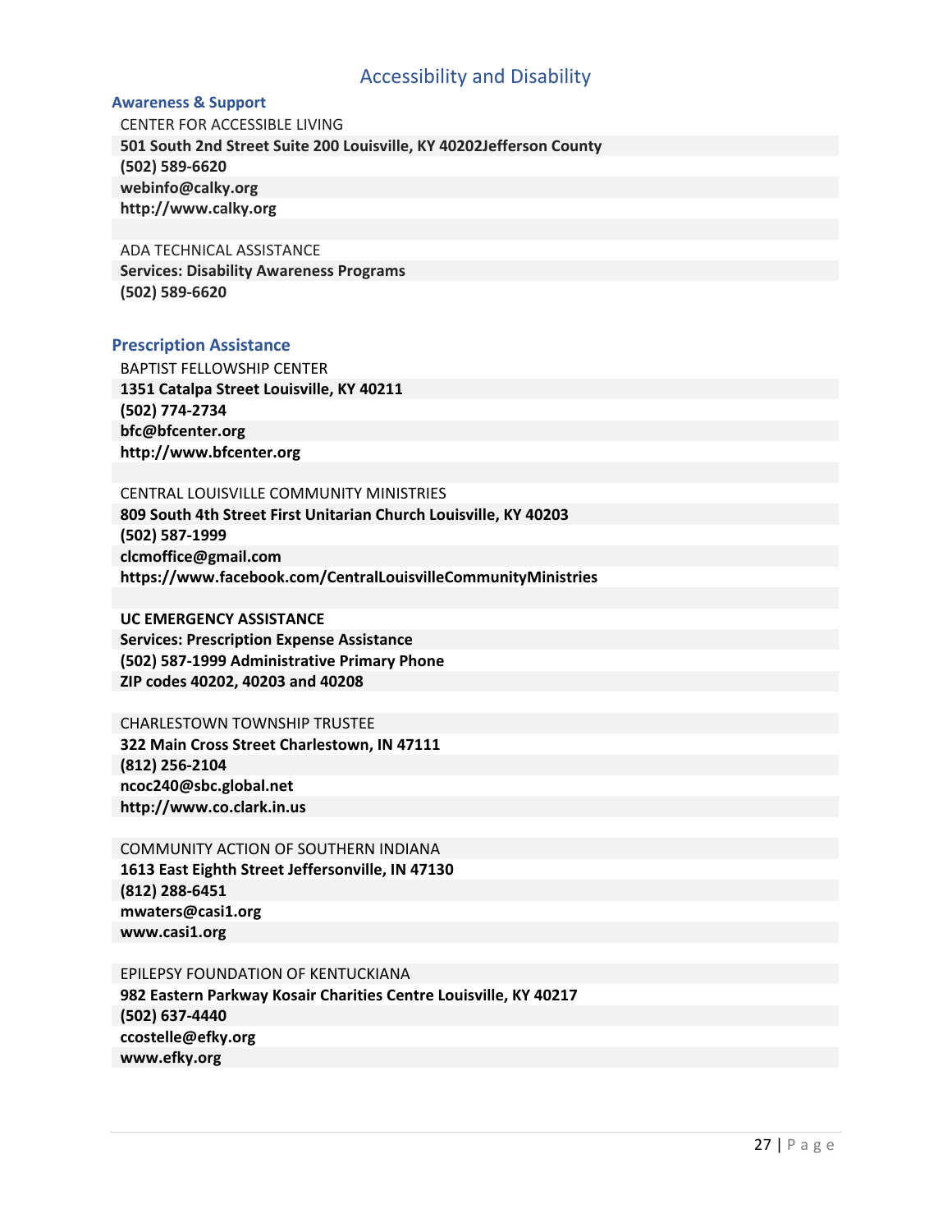# Accessibility and Disability

## Awareness & Support

CENTER FOR ACCESSIBLE LIVING
**501 South 2nd Street Suite 200 Louisville, KY 40202Jefferson County**
**(502) 589-6620**
**webinfo@calky.org**
**http://www.calky.org**

ADA TECHNICAL ASSISTANCE
**Services: Disability Awareness Programs**
**(502) 589-6620**

## Prescription Assistance

BAPTIST FELLOWSHIP CENTER
**1351 Catalpa Street Louisville, KY 40211**
**(502) 774-2734**
**bfc@bfcenter.org**
**http://www.bfcenter.org**

CENTRAL LOUISVILLE COMMUNITY MINISTRIES
**809 South 4th Street First Unitarian Church Louisville, KY 40203**
**(502) 587-1999**
**clcmoffice@gmail.com**
**https://www.facebook.com/CentralLouisvilleCommunityMinistries**

**UC EMERGENCY ASSISTANCE**
**Services: Prescription Expense Assistance**
**(502) 587-1999 Administrative Primary Phone**
**ZIP codes 40202, 40203 and 40208**

CHARLESTOWN TOWNSHIP TRUSTEE
**322 Main Cross Street Charlestown, IN 47111**
**(812) 256-2104**
**ncoc240@sbc.global.net**
**http://www.co.clark.in.us**

COMMUNITY ACTION OF SOUTHERN INDIANA
**1613 East Eighth Street Jeffersonville, IN 47130**
**(812) 288-6451**
**mwaters@casi1.org**
**www.casi1.org**

EPILEPSY FOUNDATION OF KENTUCKIANA
**982 Eastern Parkway Kosair Charities Centre Louisville, KY 40217**
**(502) 637-4440**
**ccostelle@efky.org**
**www.efky.org**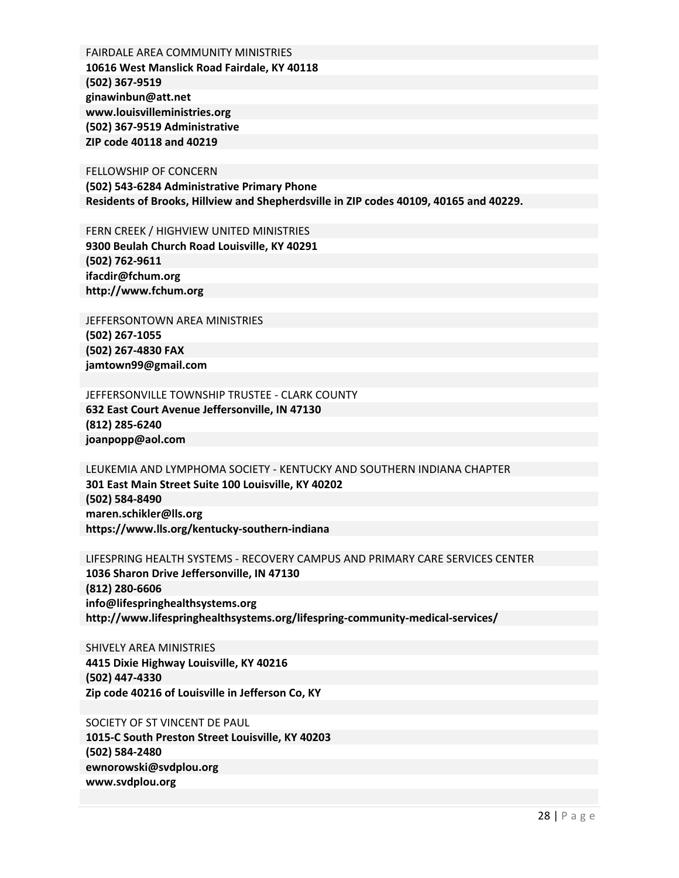FAIRDALE AREA COMMUNITY MINISTRIES

**10616 West Manslick Road Fairdale, KY 40118**
**(502) 367-9519**
**ginawinbun@att.net**
**www.louisvilleministries.org**
**(502) 367-9519 Administrative**
**ZIP code 40118 and 40219**

FELLOWSHIP OF CONCERN

**(502) 543-6284 Administrative Primary Phone**
**Residents of Brooks, Hillview and Shepherdsville in ZIP codes 40109, 40165 and 40229.**

FERN CREEK / HIGHVIEW UNITED MINISTRIES

**9300 Beulah Church Road Louisville, KY 40291**
**(502) 762-9611**
**ifacdir@fchum.org**
**http://www.fchum.org**

JEFFERSONTOWN AREA MINISTRIES

**(502) 267-1055**
**(502) 267-4830 FAX**
**jamtown99@gmail.com**

JEFFERSONVILLE TOWNSHIP TRUSTEE - CLARK COUNTY

**632 East Court Avenue Jeffersonville, IN 47130**
**(812) 285-6240**
**joanpopp@aol.com**

LEUKEMIA AND LYMPHOMA SOCIETY - KENTUCKY AND SOUTHERN INDIANA CHAPTER

**301 East Main Street Suite 100 Louisville, KY 40202**
**(502) 584-8490**
**maren.schikler@lls.org**
**https://www.lls.org/kentucky-southern-indiana**

LIFESPRING HEALTH SYSTEMS - RECOVERY CAMPUS AND PRIMARY CARE SERVICES CENTER

**1036 Sharon Drive Jeffersonville, IN 47130**
**(812) 280-6606**
**info@lifespringhealthsystems.org**
**http://www.lifespringhealthsystems.org/lifespring-community-medical-services/**

SHIVELY AREA MINISTRIES

**4415 Dixie Highway Louisville, KY 40216**
**(502) 447-4330**
**Zip code 40216 of Louisville in Jefferson Co, KY**

SOCIETY OF ST VINCENT DE PAUL

**1015-C South Preston Street Louisville, KY 40203**
**(502) 584-2480**
**ewnorowski@svdplou.org**
**www.svdplou.org**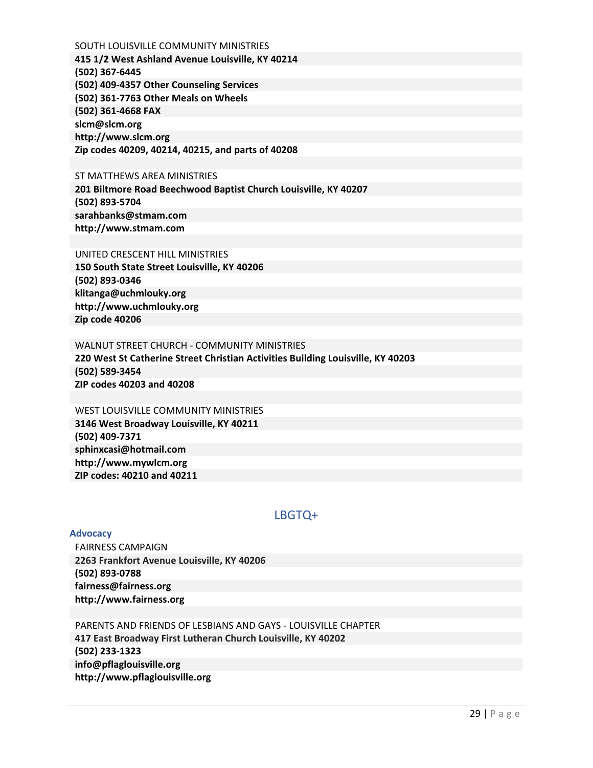SOUTH LOUISVILLE COMMUNITY MINISTRIES
**415 1/2 West Ashland Avenue Louisville, KY 40214**
**(502) 367-6445**
**(502) 409-4357 Other Counseling Services**
**(502) 361-7763 Other Meals on Wheels**
**(502) 361-4668 FAX**
**slcm@slcm.org**
**http://www.slcm.org**
**Zip codes 40209, 40214, 40215, and parts of 40208**

ST MATTHEWS AREA MINISTRIES
**201 Biltmore Road Beechwood Baptist Church Louisville, KY 40207**
**(502) 893-5704**
**sarahbanks@stmam.com**
**http://www.stmam.com**

UNITED CRESCENT HILL MINISTRIES
**150 South State Street Louisville, KY 40206**
**(502) 893-0346**
**klitanga@uchmlouky.org**
**http://www.uchmlouky.org**
**Zip code 40206**

WALNUT STREET CHURCH - COMMUNITY MINISTRIES
**220 West St Catherine Street Christian Activities Building Louisville, KY 40203**
**(502) 589-3454**
**ZIP codes 40203 and 40208**

WEST LOUISVILLE COMMUNITY MINISTRIES
**3146 West Broadway Louisville, KY 40211**
**(502) 409-7371**
**sphinxcasi@hotmail.com**
**http://www.mywlcm.org**
**ZIP codes: 40210 and 40211**

## LBGTQ+

### Advocacy

FAIRNESS CAMPAIGN
**2263 Frankfort Avenue Louisville, KY 40206**
**(502) 893-0788**
**fairness@fairness.org**
**http://www.fairness.org**

PARENTS AND FRIENDS OF LESBIANS AND GAYS - LOUISVILLE CHAPTER
**417 East Broadway First Lutheran Church Louisville, KY 40202**
**(502) 233-1323**
**info@pflaglouisville.org**
**http://www.pflaglouisville.org**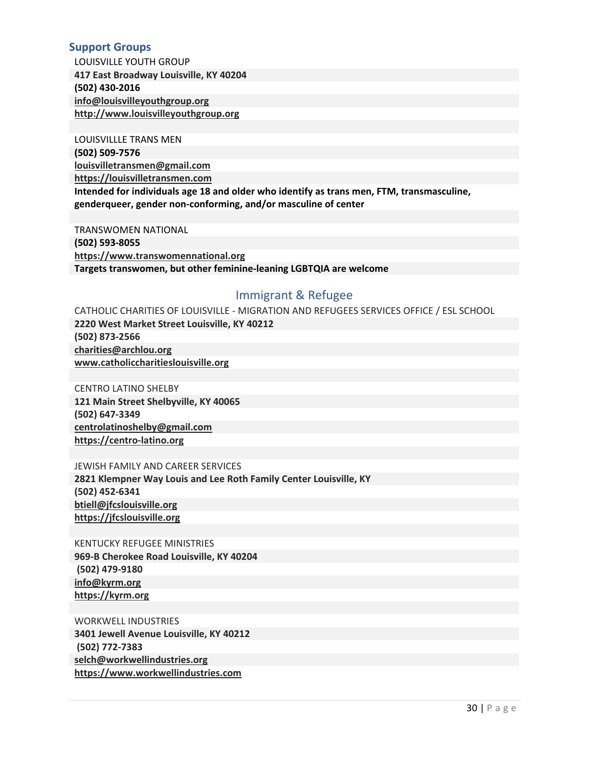## Support Groups

LOUISVILLE YOUTH GROUP
**417 East Broadway Louisville, KY 40204**
**(502) 430-2016**
**info@louisvilleyouthgroup.org**
**http://www.louisvilleyouthgroup.org**

LOUISVILLLE TRANS MEN
**(502) 509-7576**
**louisvilletransmen@gmail.com**
**https://louisvilletransmen.com**
**Intended for individuals age 18 and older who identify as trans men, FTM, transmasculine, genderqueer, gender non-conforming, and/or masculine of center**

TRANSWOMEN NATIONAL
**(502) 593-8055**
**https://www.transwomennational.org**
**Targets transwomen, but other feminine-leaning LGBTQIA are welcome**

## Immigrant & Refugee

CATHOLIC CHARITIES OF LOUISVILLE - MIGRATION AND REFUGEES SERVICES OFFICE / ESL SCHOOL
**2220 West Market Street Louisville, KY 40212**
**(502) 873-2566**
**charities@archlou.org**
**www.catholiccharitieslouisville.org**

CENTRO LATINO SHELBY
**121 Main Street Shelbyville, KY 40065**
**(502) 647-3349**
**centrolatinoshelby@gmail.com**
**https://centro-latino.org**

JEWISH FAMILY AND CAREER SERVICES
**2821 Klempner Way Louis and Lee Roth Family Center Louisville, KY**
**(502) 452-6341**
**btiell@jfcslouisville.org**
**https://jfcslouisville.org**

KENTUCKY REFUGEE MINISTRIES
**969-B Cherokee Road Louisville, KY 40204**
**(502) 479-9180**
**info@kyrm.org**
**https://kyrm.org**

WORKWELL INDUSTRIES
**3401 Jewell Avenue Louisville, KY 40212**
**(502) 772-7383**
**selch@workwellindustries.org**
**https://www.workwellindustries.com**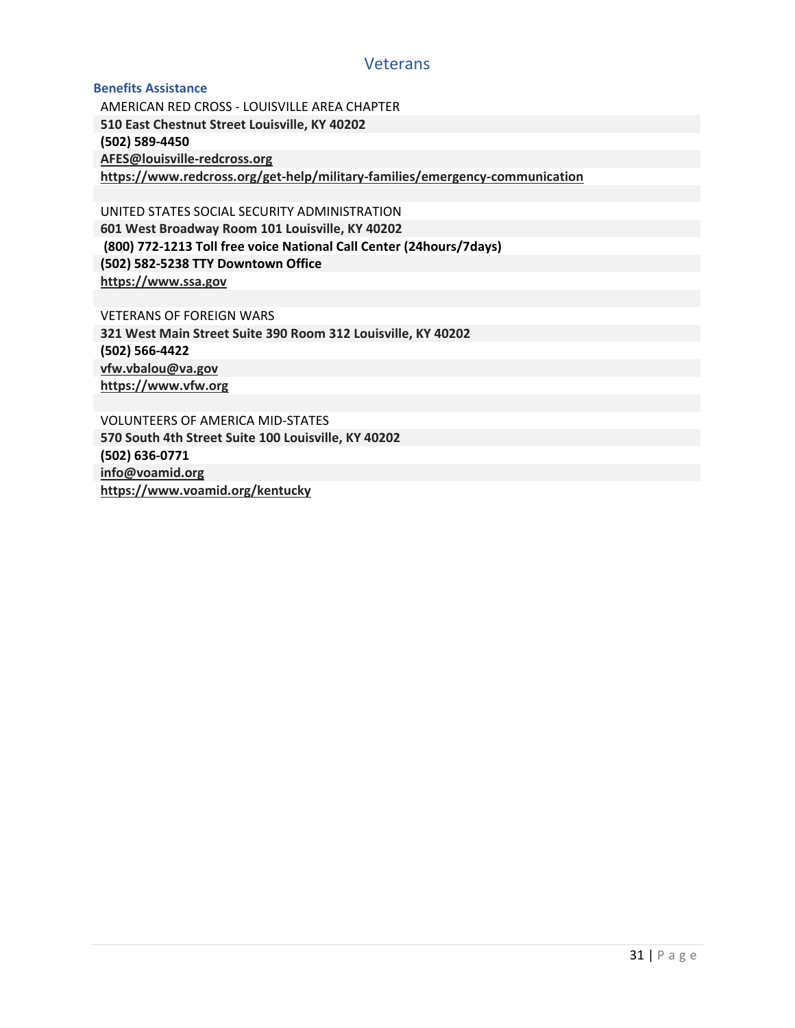# Veterans

### Benefits Assistance

AMERICAN RED CROSS - LOUISVILLE AREA CHAPTER
**510 East Chestnut Street Louisville, KY 40202**
**(502) 589-4450**
**AFES@louisville-redcross.org**
**https://www.redcross.org/get-help/military-families/emergency-communication**

UNITED STATES SOCIAL SECURITY ADMINISTRATION
**601 West Broadway Room 101 Louisville, KY 40202**
**(800) 772-1213 Toll free voice National Call Center (24hours/7days)**
**(502) 582-5238 TTY Downtown Office**
**https://www.ssa.gov**

VETERANS OF FOREIGN WARS
**321 West Main Street Suite 390 Room 312 Louisville, KY 40202**
**(502) 566-4422**
**vfw.vbalou@va.gov**
**https://www.vfw.org**

VOLUNTEERS OF AMERICA MID-STATES
**570 South 4th Street Suite 100 Louisville, KY 40202**
**(502) 636-0771**
**info@voamid.org**
**https://www.voamid.org/kentucky**